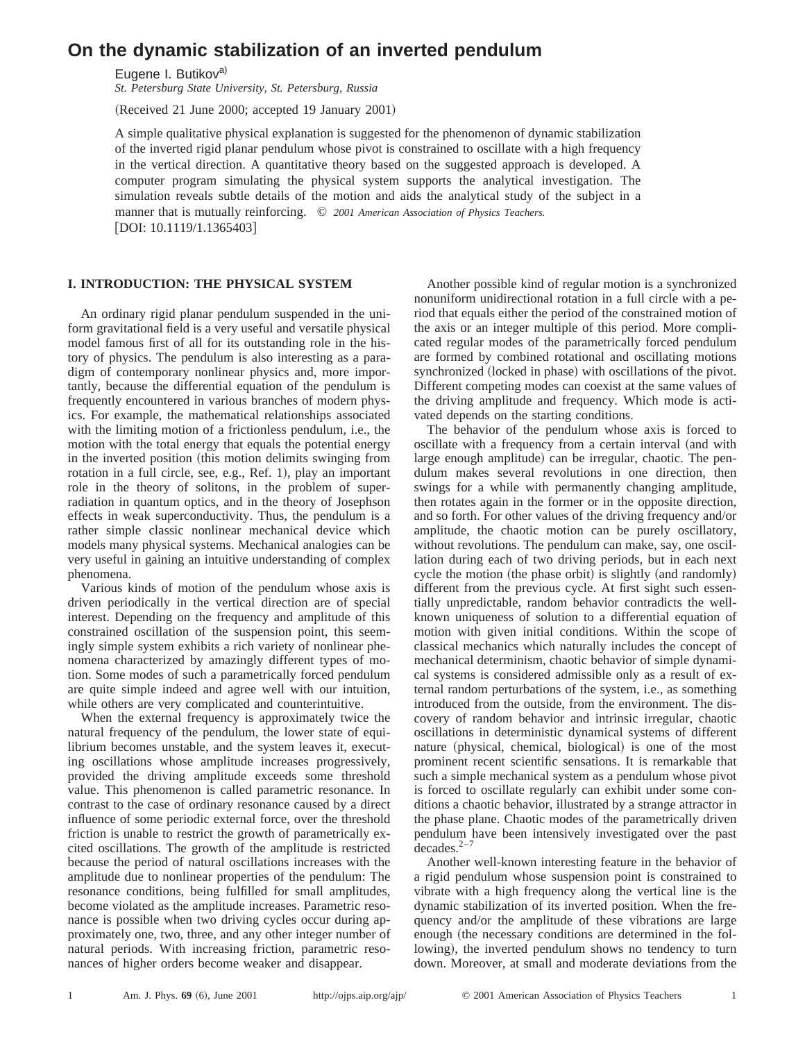# On the dynamic stabilization of an inverted pendulum

Eugene I. Butikov[a)]

*St. Petersburg State University, St. Petersburg, Russia*

(Received 21 June 2000; accepted 19 January 2001)

A simple qualitative physical explanation is suggested for the phenomenon of dynamic stabilization of the inverted rigid planar pendulum whose pivot is constrained to oscillate with a high frequency in the vertical direction. A quantitative theory based on the suggested approach is developed. A computer program simulating the physical system supports the analytical investigation. The simulation reveals subtle details of the motion and aids the analytical study of the subject in a manner that is mutually reinforcing. © *2001 American Association of Physics Teachers.*

[DOI: 10.1119/1.1365403]

## I. INTRODUCTION: THE PHYSICAL SYSTEM

An ordinary rigid planar pendulum suspended in the uniform gravitational field is a very useful and versatile physical model famous first of all for its outstanding role in the history of physics. The pendulum is also interesting as a paradigm of contemporary nonlinear physics and, more importantly, because the differential equation of the pendulum is frequently encountered in various branches of modern physics. For example, the mathematical relationships associated with the limiting motion of a frictionless pendulum, i.e., the motion with the total energy that equals the potential energy in the inverted position (this motion delimits swinging from rotation in a full circle, see, e.g., Ref. 1), play an important role in the theory of solitons, in the problem of superradiation in quantum optics, and in the theory of Josephson effects in weak superconductivity. Thus, the pendulum is a rather simple classic nonlinear mechanical device which models many physical systems. Mechanical analogies can be very useful in gaining an intuitive understanding of complex phenomena.

Various kinds of motion of the pendulum whose axis is driven periodically in the vertical direction are of special interest. Depending on the frequency and amplitude of this constrained oscillation of the suspension point, this seemingly simple system exhibits a rich variety of nonlinear phenomena characterized by amazingly different types of motion. Some modes of such a parametrically forced pendulum are quite simple indeed and agree well with our intuition, while others are very complicated and counterintuitive.

When the external frequency is approximately twice the natural frequency of the pendulum, the lower state of equilibrium becomes unstable, and the system leaves it, executing oscillations whose amplitude increases progressively, provided the driving amplitude exceeds some threshold value. This phenomenon is called parametric resonance. In contrast to the case of ordinary resonance caused by a direct influence of some periodic external force, over the threshold friction is unable to restrict the growth of parametrically excited oscillations. The growth of the amplitude is restricted because the period of natural oscillations increases with the amplitude due to nonlinear properties of the pendulum: The resonance conditions, being fulfilled for small amplitudes, become violated as the amplitude increases. Parametric resonance is possible when two driving cycles occur during approximately one, two, three, and any other integer number of natural periods. With increasing friction, parametric resonances of higher orders become weaker and disappear.

Another possible kind of regular motion is a synchronized nonuniform unidirectional rotation in a full circle with a period that equals either the period of the constrained motion of the axis or an integer multiple of this period. More complicated regular modes of the parametrically forced pendulum are formed by combined rotational and oscillating motions synchronized (locked in phase) with oscillations of the pivot. Different competing modes can coexist at the same values of the driving amplitude and frequency. Which mode is activated depends on the starting conditions.

The behavior of the pendulum whose axis is forced to oscillate with a frequency from a certain interval (and with large enough amplitude) can be irregular, chaotic. The pendulum makes several revolutions in one direction, then swings for a while with permanently changing amplitude, then rotates again in the former or in the opposite direction, and so forth. For other values of the driving frequency and/or amplitude, the chaotic motion can be purely oscillatory, without revolutions. The pendulum can make, say, one oscillation during each of two driving periods, but in each next cycle the motion (the phase orbit) is slightly (and randomly) different from the previous cycle. At first sight such essentially unpredictable, random behavior contradicts the well-known uniqueness of solution to a differential equation of motion with given initial conditions. Within the scope of classical mechanics which naturally includes the concept of mechanical determinism, chaotic behavior of simple dynamical systems is considered admissible only as a result of external random perturbations of the system, i.e., as something introduced from the outside, from the environment. The discovery of random behavior and intrinsic irregular, chaotic oscillations in deterministic dynamical systems of different nature (physical, chemical, biological) is one of the most prominent recent scientific sensations. It is remarkable that such a simple mechanical system as a pendulum whose pivot is forced to oscillate regularly can exhibit under some conditions a chaotic behavior, illustrated by a strange attractor in the phase plane. Chaotic modes of the parametrically driven pendulum have been intensively investigated over the past decades.[2–7]

Another well-known interesting feature in the behavior of a rigid pendulum whose suspension point is constrained to vibrate with a high frequency along the vertical line is the dynamic stabilization of its inverted position. When the frequency and/or the amplitude of these vibrations are large enough (the necessary conditions are determined in the following), the inverted pendulum shows no tendency to turn down. Moreover, at small and moderate deviations from the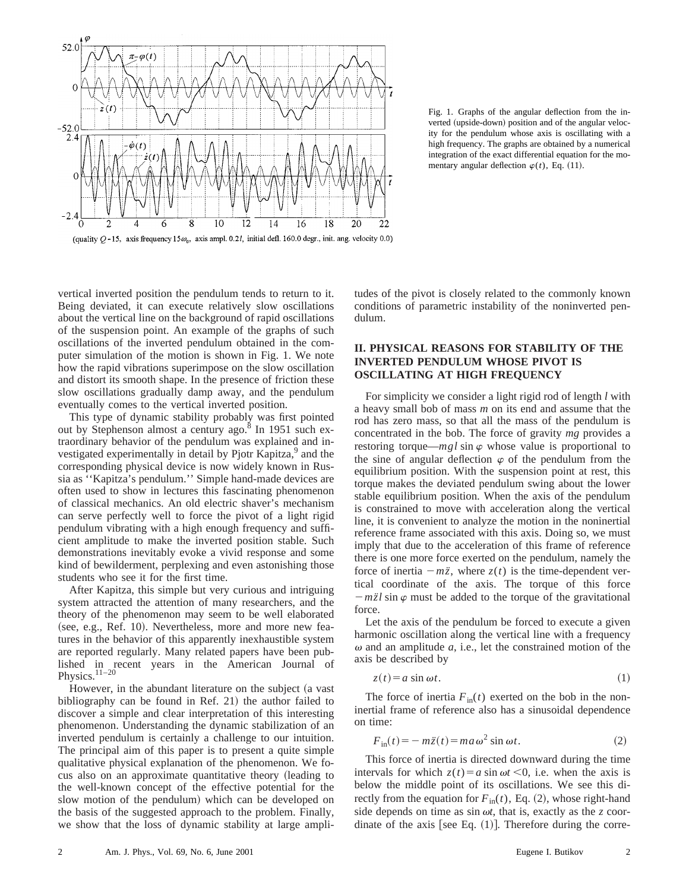52.0

$\pi-\varphi(t)$

0

$z(t)$

$-52.0$

2.4

$\dot{\varphi}(t)$

$\dot{z}(t)$

0

$-2.4$

0 2 4 6 8 10 12 14 16 18 20 22

$t$

(quality $Q$=15, axis frequency $15\omega_0$, axis ampl. $0.2l$, initial defl. 160.0 degr., init. ang. velocity 0.0)

Fig. 1. Graphs of the angular deflection from the inverted (upside-down) position and of the angular velocity for the pendulum whose axis is oscillating with a high frequency. The graphs are obtained by a numerical integration of the exact differential equation for the momentary angular deflection $\varphi(t)$, Eq. (11).

vertical inverted position the pendulum tends to return to it. Being deviated, it can execute relatively slow oscillations about the vertical line on the background of rapid oscillations of the suspension point. An example of the graphs of such oscillations of the inverted pendulum obtained in the computer simulation of the motion is shown in Fig. 1. We note how the rapid vibrations superimpose on the slow oscillation and distort its smooth shape. In the presence of friction these slow oscillations gradually damp away, and the pendulum eventually comes to the vertical inverted position.

This type of dynamic stability probably was first pointed out by Stephenson almost a century ago.[8] In 1951 such extraordinary behavior of the pendulum was explained and investigated experimentally in detail by Pjotr Kapitza,[9] and the corresponding physical device is now widely known in Russia as "Kapitza's pendulum." Simple hand-made devices are often used to show in lectures this fascinating phenomenon of classical mechanics. An old electric shaver's mechanism can serve perfectly well to force the pivot of a light rigid pendulum vibrating with a high enough frequency and sufficient amplitude to make the inverted position stable. Such demonstrations inevitably evoke a vivid response and some kind of bewilderment, perplexing and even astonishing those students who see it for the first time.

After Kapitza, this simple but very curious and intriguing system attracted the attention of many researchers, and the theory of the phenomenon may seem to be well elaborated (see, e.g., Ref. 10). Nevertheless, more and more new features in the behavior of this apparently inexhaustible system are reported regularly. Many related papers have been published in recent years in the American Journal of Physics.[11–20]

However, in the abundant literature on the subject (a vast bibliography can be found in Ref. 21) the author failed to discover a simple and clear interpretation of this interesting phenomenon. Understanding the dynamic stabilization of an inverted pendulum is certainly a challenge to our intuition. The principal aim of this paper is to present a quite simple qualitative physical explanation of the phenomenon. We focus also on an approximate quantitative theory (leading to the well-known concept of the effective potential for the slow motion of the pendulum) which can be developed on the basis of the suggested approach to the problem. Finally, we show that the loss of dynamic stability at large amplitudes of the pivot is closely related to the commonly known conditions of parametric instability of the noninverted pendulum.

## II. PHYSICAL REASONS FOR STABILITY OF THE INVERTED PENDULUM WHOSE PIVOT IS OSCILLATING AT HIGH FREQUENCY

For simplicity we consider a light rigid rod of length $l$ with a heavy small bob of mass $m$ on its end and assume that the rod has zero mass, so that all the mass of the pendulum is concentrated in the bob. The force of gravity $mg$ provides a restoring torque—$mgl\sin\varphi$ whose value is proportional to the sine of angular deflection $\varphi$ of the pendulum from the equilibrium position. With the suspension point at rest, this torque makes the deviated pendulum swing about the lower stable equilibrium position. When the axis of the pendulum is constrained to move with acceleration along the vertical line, it is convenient to analyze the motion in the noninertial reference frame associated with this axis. Doing so, we must imply that due to the acceleration of this frame of reference there is one more force exerted on the pendulum, namely the force of inertia $-m\ddot{z}$, where $z(t)$ is the time-dependent vertical coordinate of the axis. The torque of this force $-m\ddot{z}l\sin\varphi$ must be added to the torque of the gravitational force.

Let the axis of the pendulum be forced to execute a given harmonic oscillation along the vertical line with a frequency $\omega$ and an amplitude $a$, i.e., let the constrained motion of the axis be described by

$$z(t)=a\sin\omega t. \tag{1}$$

The force of inertia $F_{\text{in}}(t)$ exerted on the bob in the noninertial frame of reference also has a sinusoidal dependence on time:

$$F_{\text{in}}(t)=-m\ddot{z}(t)=ma\omega^2\sin\omega t. \tag{2}$$

This force of inertia is directed downward during the time intervals for which $z(t)=a\sin\omega t<0$, i.e. when the axis is below the middle point of its oscillations. We see this directly from the equation for $F_{\text{in}}(t)$, Eq. (2), whose right-hand side depends on time as $\sin\omega t$, that is, exactly as the $z$ coordinate of the axis [see Eq. (1)]. Therefore during the corre-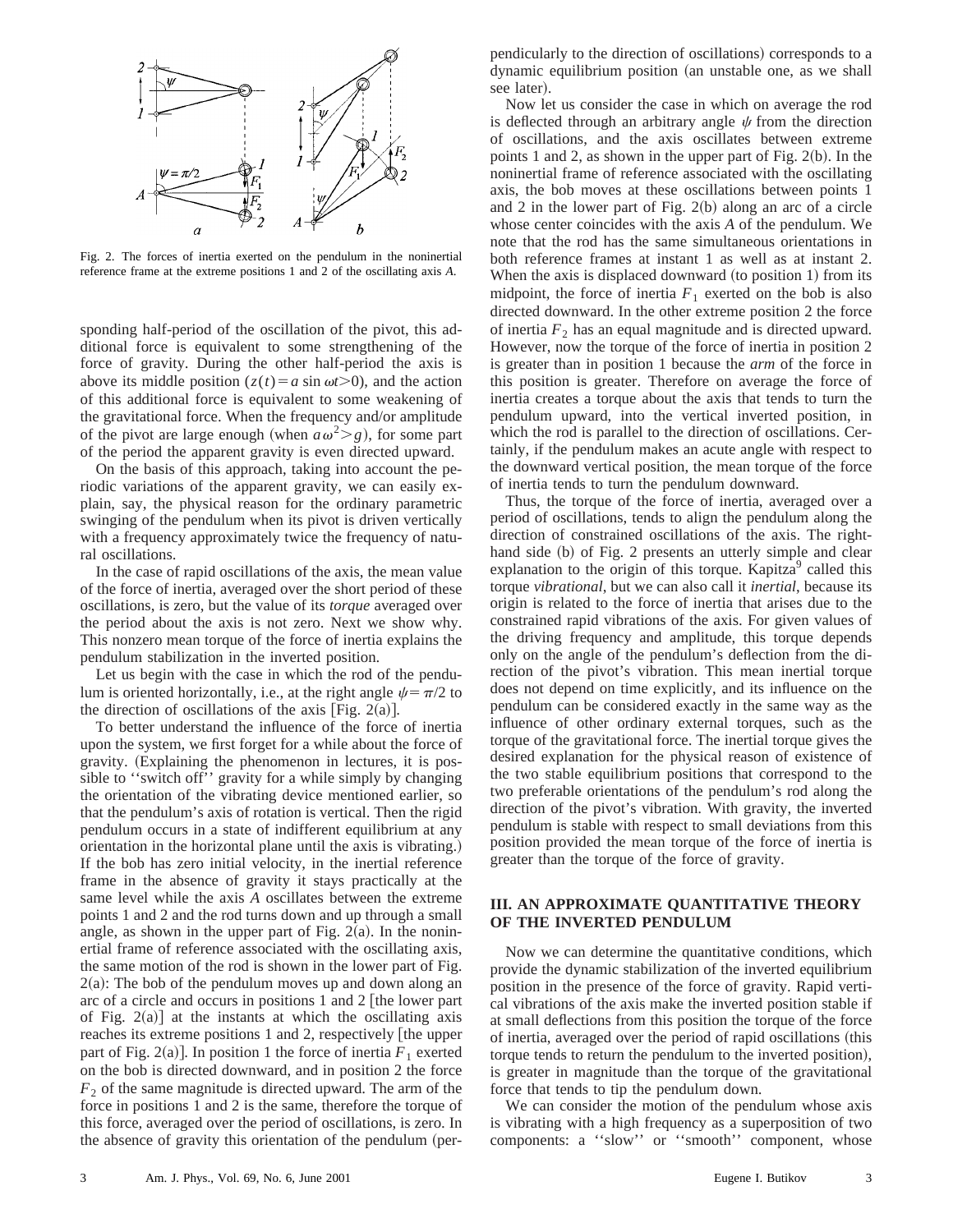Fig. 2. The forces of inertia exerted on the pendulum in the noninertial reference frame at the extreme positions 1 and 2 of the oscillating axis $A$.

sponding half-period of the oscillation of the pivot, this additional force is equivalent to some strengthening of the force of gravity. During the other half-period the axis is above its middle position ($z(t)=a \sin \omega t>0$), and the action of this additional force is equivalent to some weakening of the gravitational force. When the frequency and/or amplitude of the pivot are large enough (when $a\omega^2>g$), for some part of the period the apparent gravity is even directed upward.

On the basis of this approach, taking into account the periodic variations of the apparent gravity, we can easily explain, say, the physical reason for the ordinary parametric swinging of the pendulum when its pivot is driven vertically with a frequency approximately twice the frequency of natural oscillations.

In the case of rapid oscillations of the axis, the mean value of the force of inertia, averaged over the short period of these oscillations, is zero, but the value of its *torque* averaged over the period about the axis is not zero. Next we show why. This nonzero mean torque of the force of inertia explains the pendulum stabilization in the inverted position.

Let us begin with the case in which the rod of the pendulum is oriented horizontally, i.e., at the right angle $\psi=\pi/2$ to the direction of oscillations of the axis [Fig. 2(a)].

To better understand the influence of the force of inertia upon the system, we first forget for a while about the force of gravity. (Explaining the phenomenon in lectures, it is possible to ''switch off'' gravity for a while simply by changing the orientation of the vibrating device mentioned earlier, so that the pendulum's axis of rotation is vertical. Then the rigid pendulum occurs in a state of indifferent equilibrium at any orientation in the horizontal plane until the axis is vibrating.) If the bob has zero initial velocity, in the inertial reference frame in the absence of gravity it stays practically at the same level while the axis $A$ oscillates between the extreme points 1 and 2 and the rod turns down and up through a small angle, as shown in the upper part of Fig. 2(a). In the noninertial frame of reference associated with the oscillating axis, the same motion of the rod is shown in the lower part of Fig. 2(a): The bob of the pendulum moves up and down along an arc of a circle and occurs in positions 1 and 2 [the lower part of Fig. 2(a)] at the instants at which the oscillating axis reaches its extreme positions 1 and 2, respectively [the upper part of Fig. 2(a)]. In position 1 the force of inertia $F_1$ exerted on the bob is directed downward, and in position 2 the force $F_2$ of the same magnitude is directed upward. The arm of the force in positions 1 and 2 is the same, therefore the torque of this force, averaged over the period of oscillations, is zero. In the absence of gravity this orientation of the pendulum (perpendicularly to the direction of oscillations) corresponds to a dynamic equilibrium position (an unstable one, as we shall see later).

Now let us consider the case in which on average the rod is deflected through an arbitrary angle $\psi$ from the direction of oscillations, and the axis oscillates between extreme points 1 and 2, as shown in the upper part of Fig. 2(b). In the noninertial frame of reference associated with the oscillating axis, the bob moves at these oscillations between points 1 and 2 in the lower part of Fig. 2(b) along an arc of a circle whose center coincides with the axis $A$ of the pendulum. We note that the rod has the same simultaneous orientations in both reference frames at instant 1 as well as at instant 2. When the axis is displaced downward (to position 1) from its midpoint, the force of inertia $F_1$ exerted on the bob is also directed downward. In the other extreme position 2 the force of inertia $F_2$ has an equal magnitude and is directed upward. However, now the torque of the force of inertia in position 2 is greater than in position 1 because the *arm* of the force in this position is greater. Therefore on average the force of inertia creates a torque about the axis that tends to turn the pendulum upward, into the vertical inverted position, in which the rod is parallel to the direction of oscillations. Certainly, if the pendulum makes an acute angle with respect to the downward vertical position, the mean torque of the force of inertia tends to turn the pendulum downward.

Thus, the torque of the force of inertia, averaged over a period of oscillations, tends to align the pendulum along the direction of constrained oscillations of the axis. The right-hand side (b) of Fig. 2 presents an utterly simple and clear explanation to the origin of this torque. Kapitza[9] called this torque *vibrational*, but we can also call it *inertial*, because its origin is related to the force of inertia that arises due to the constrained rapid vibrations of the axis. For given values of the driving frequency and amplitude, this torque depends only on the angle of the pendulum's deflection from the direction of the pivot's vibration. This mean inertial torque does not depend on time explicitly, and its influence on the pendulum can be considered exactly in the same way as the influence of other ordinary external torques, such as the torque of the gravitational force. The inertial torque gives the desired explanation for the physical reason of existence of the two stable equilibrium positions that correspond to the two preferable orientations of the pendulum's rod along the direction of the pivot's vibration. With gravity, the inverted pendulum is stable with respect to small deviations from this position provided the mean torque of the force of inertia is greater than the torque of the force of gravity.

## III. AN APPROXIMATE QUANTITATIVE THEORY OF THE INVERTED PENDULUM

Now we can determine the quantitative conditions, which provide the dynamic stabilization of the inverted equilibrium position in the presence of the force of gravity. Rapid vertical vibrations of the axis make the inverted position stable if at small deflections from this position the torque of the force of inertia, averaged over the period of rapid oscillations (this torque tends to return the pendulum to the inverted position), is greater in magnitude than the torque of the gravitational force that tends to tip the pendulum down.

We can consider the motion of the pendulum whose axis is vibrating with a high frequency as a superposition of two components: a ''slow'' or ''smooth'' component, whose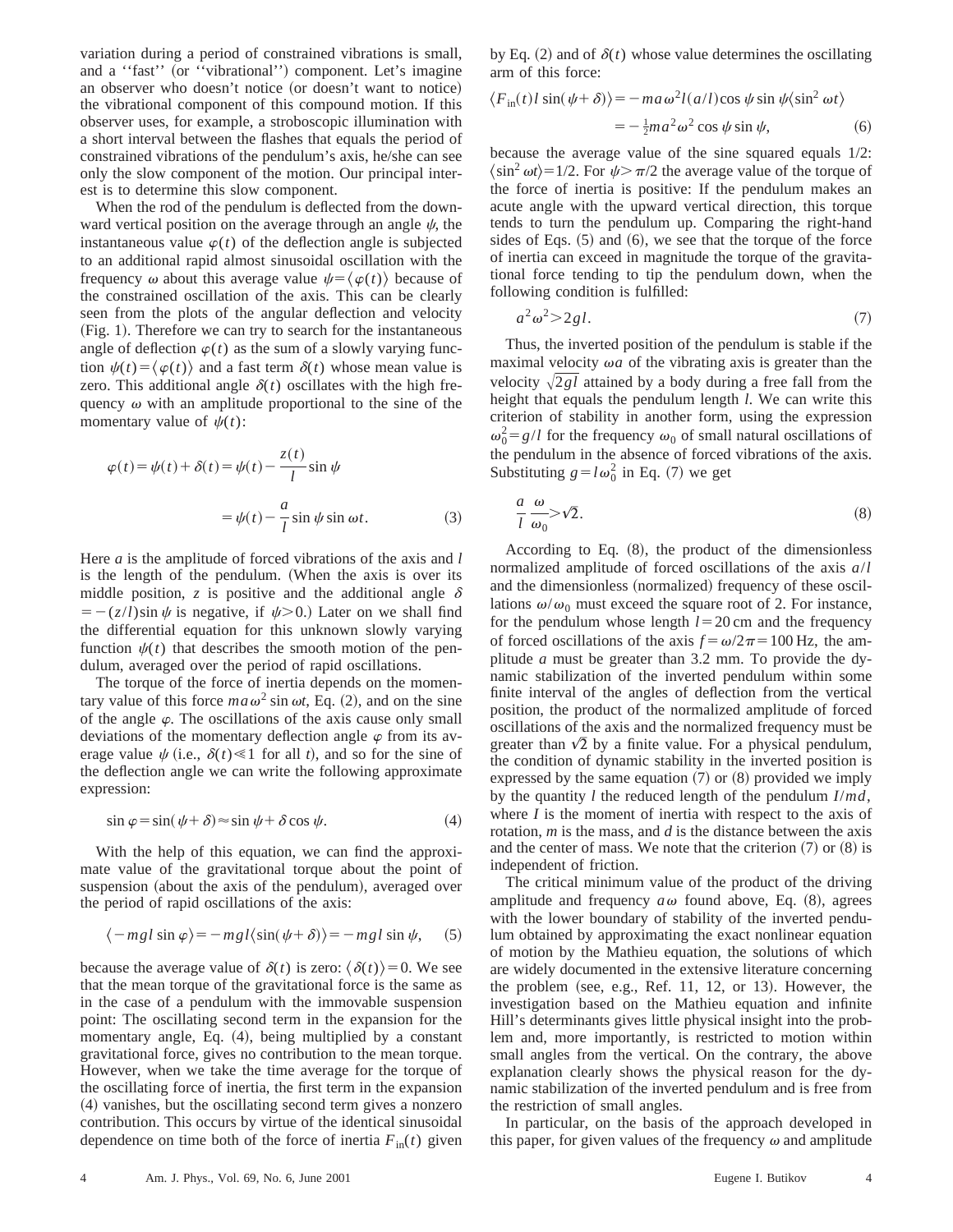variation during a period of constrained vibrations is small, and a ''fast'' (or ''vibrational'') component. Let's imagine an observer who doesn't notice (or doesn't want to notice) the vibrational component of this compound motion. If this observer uses, for example, a stroboscopic illumination with a short interval between the flashes that equals the period of constrained vibrations of the pendulum's axis, he/she can see only the slow component of the motion. Our principal interest is to determine this slow component.

When the rod of the pendulum is deflected from the downward vertical position on the average through an angle $\psi$, the instantaneous value $\varphi(t)$ of the deflection angle is subjected to an additional rapid almost sinusoidal oscillation with the frequency $\omega$ about this average value $\psi = \langle \varphi(t) \rangle$ because of the constrained oscillation of the axis. This can be clearly seen from the plots of the angular deflection and velocity (Fig. 1). Therefore we can try to search for the instantaneous angle of deflection $\varphi(t)$ as the sum of a slowly varying function $\psi(t) = \langle \varphi(t) \rangle$ and a fast term $\delta(t)$ whose mean value is zero. This additional angle $\delta(t)$ oscillates with the high frequency $\omega$ with an amplitude proportional to the sine of the momentary value of $\psi(t)$:

$$\varphi(t) = \psi(t) + \delta(t) = \psi(t) - \frac{z(t)}{l} \sin \psi$$
$$= \psi(t) - \frac{a}{l} \sin \psi \sin \omega t. \quad (3)$$

Here $a$ is the amplitude of forced vibrations of the axis and $l$ is the length of the pendulum. (When the axis is over its middle position, $z$ is positive and the additional angle $\delta = -(z/l)\sin \psi$ is negative, if $\psi > 0$.) Later on we shall find the differential equation for this unknown slowly varying function $\psi(t)$ that describes the smooth motion of the pendulum, averaged over the period of rapid oscillations.

The torque of the force of inertia depends on the momentary value of this force $ma\omega^2 \sin \omega t$, Eq. (2), and on the sine of the angle $\varphi$. The oscillations of the axis cause only small deviations of the momentary deflection angle $\varphi$ from its average value $\psi$ (i.e., $\delta(t) \ll 1$ for all $t$), and so for the sine of the deflection angle we can write the following approximate expression:

$$\sin \varphi = \sin(\psi + \delta) \approx \sin \psi + \delta \cos \psi. \quad (4)$$

With the help of this equation, we can find the approximate value of the gravitational torque about the point of suspension (about the axis of the pendulum), averaged over the period of rapid oscillations of the axis:

$$\langle -mgl \sin \varphi \rangle = -mgl \langle \sin(\psi + \delta) \rangle = -mgl \sin \psi, \quad (5)$$

because the average value of $\delta(t)$ is zero: $\langle \delta(t) \rangle = 0$. We see that the mean torque of the gravitational force is the same as in the case of a pendulum with the immovable suspension point: The oscillating second term in the expansion for the momentary angle, Eq. (4), being multiplied by a constant gravitational force, gives no contribution to the mean torque. However, when we take the time average for the torque of the oscillating force of inertia, the first term in the expansion (4) vanishes, but the oscillating second term gives a nonzero contribution. This occurs by virtue of the identical sinusoidal dependence on time both of the force of inertia $F_{\text{in}}(t)$ given by Eq. (2) and of $\delta(t)$ whose value determines the oscillating arm of this force:

$$\langle F_{\text{in}}(t) l \sin(\psi + \delta) \rangle = -ma\omega^2 l (a/l) \cos \psi \sin \psi \langle \sin^2 \omega t \rangle$$
$$= -\tfrac{1}{2} ma^2 \omega^2 \cos \psi \sin \psi, \quad (6)$$

because the average value of the sine squared equals 1/2: $\langle \sin^2 \omega t \rangle = 1/2$. For $\psi > \pi/2$ the average value of the torque of the force of inertia is positive: If the pendulum makes an acute angle with the upward vertical direction, this torque tends to turn the pendulum up. Comparing the right-hand sides of Eqs. (5) and (6), we see that the torque of the force of inertia can exceed in magnitude the torque of the gravitational force tending to tip the pendulum down, when the following condition is fulfilled:

$$a^2 \omega^2 > 2gl. \quad (7)$$

Thus, the inverted position of the pendulum is stable if the maximal velocity $\omega a$ of the vibrating axis is greater than the velocity $\sqrt{2gl}$ attained by a body during a free fall from the height that equals the pendulum length $l$. We can write this criterion of stability in another form, using the expression $\omega_0^2 = g/l$ for the frequency $\omega_0$ of small natural oscillations of the pendulum in the absence of forced vibrations of the axis. Substituting $g = l\omega_0^2$ in Eq. (7) we get

$$\frac{a}{l} \frac{\omega}{\omega_0} > \sqrt{2}. \quad (8)$$

According to Eq. (8), the product of the dimensionless normalized amplitude of forced oscillations of the axis $a/l$ and the dimensionless (normalized) frequency of these oscillations $\omega/\omega_0$ must exceed the square root of 2. For instance, for the pendulum whose length $l = 20$ cm and the frequency of forced oscillations of the axis $f = \omega/2\pi = 100$ Hz, the amplitude $a$ must be greater than 3.2 mm. To provide the dynamic stabilization of the inverted pendulum within some finite interval of the angles of deflection from the vertical position, the product of the normalized amplitude of forced oscillations of the axis and the normalized frequency must be greater than $\sqrt{2}$ by a finite value. For a physical pendulum, the condition of dynamic stability in the inverted position is expressed by the same equation (7) or (8) provided we imply by the quantity $l$ the reduced length of the pendulum $I/md$, where $I$ is the moment of inertia with respect to the axis of rotation, $m$ is the mass, and $d$ is the distance between the axis and the center of mass. We note that the criterion (7) or (8) is independent of friction.

The critical minimum value of the product of the driving amplitude and frequency $a\omega$ found above, Eq. (8), agrees with the lower boundary of stability of the inverted pendulum obtained by approximating the exact nonlinear equation of motion by the Mathieu equation, the solutions of which are widely documented in the extensive literature concerning the problem (see, e.g., Ref. 11, 12, or 13). However, the investigation based on the Mathieu equation and infinite Hill's determinants gives little physical insight into the problem and, more importantly, is restricted to motion within small angles from the vertical. On the contrary, the above explanation clearly shows the physical reason for the dynamic stabilization of the inverted pendulum and is free from the restriction of small angles.

In particular, on the basis of the approach developed in this paper, for given values of the frequency $\omega$ and amplitude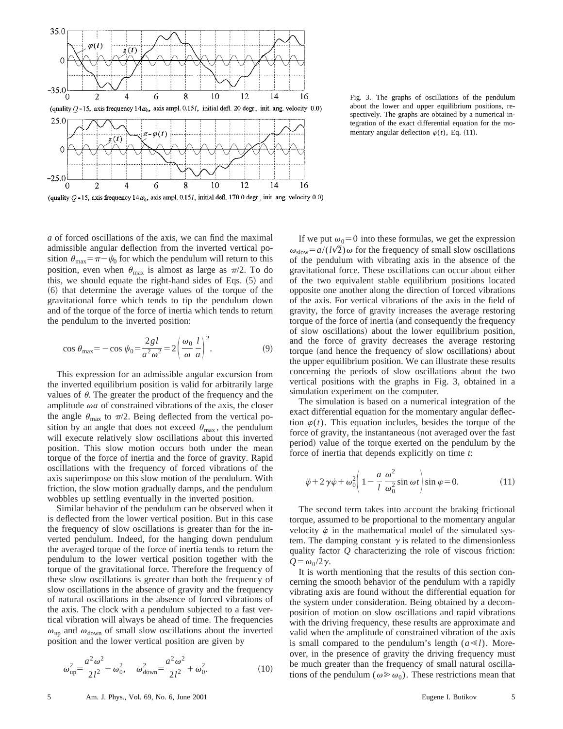(quality $Q=15$, axis frequency $14\omega_0$, axis ampl. $0.15l$, initial defl. 20 degr., init. ang. velocity 0.0)

(quality $Q=15$, axis frequency $14\omega_0$, axis ampl. $0.15l$, initial defl. 170.0 degr., init. ang. velocity 0.0)

Fig. 3. The graphs of oscillations of the pendulum about the lower and upper equilibrium positions, respectively. The graphs are obtained by a numerical integration of the exact differential equation for the momentary angular deflection $\varphi(t)$, Eq. (11).

$a$ of forced oscillations of the axis, we can find the maximal admissible angular deflection from the inverted vertical position $\theta_{\max}=\pi-\psi_0$ for which the pendulum will return to this position, even when $\theta_{\max}$ is almost as large as $\pi/2$. To do this, we should equate the right-hand sides of Eqs. (5) and (6) that determine the average values of the torque of the gravitational force which tends to tip the pendulum down and of the torque of the force of inertia which tends to return the pendulum to the inverted position:

$$\cos\theta_{\max}=-\cos\psi_0=\frac{2gl}{a^2\omega^2}=2\left(\frac{\omega_0}{\omega}\frac{l}{a}\right)^2. \tag{9}$$

This expression for an admissible angular excursion from the inverted equilibrium position is valid for arbitrarily large values of $\theta$. The greater the product of the frequency and the amplitude $\omega a$ of constrained vibrations of the axis, the closer the angle $\theta_{\max}$ to $\pi/2$. Being deflected from the vertical position by an angle that does not exceed $\theta_{\max}$, the pendulum will execute relatively slow oscillations about this inverted position. This slow motion occurs both under the mean torque of the force of inertia and the force of gravity. Rapid oscillations with the frequency of forced vibrations of the axis superimpose on this slow motion of the pendulum. With friction, the slow motion gradually damps, and the pendulum wobbles up settling eventually in the inverted position.

Similar behavior of the pendulum can be observed when it is deflected from the lower vertical position. But in this case the frequency of slow oscillations is greater than for the inverted pendulum. Indeed, for the hanging down pendulum the averaged torque of the force of inertia tends to return the pendulum to the lower vertical position together with the torque of the gravitational force. Therefore the frequency of these slow oscillations is greater than both the frequency of slow oscillations in the absence of gravity and the frequency of natural oscillations in the absence of forced vibrations of the axis. The clock with a pendulum subjected to a fast vertical vibration will always be ahead of time. The frequencies $\omega_{\text{up}}$ and $\omega_{\text{down}}$ of small slow oscillations about the inverted position and the lower vertical position are given by

$$\omega_{\text{up}}^2=\frac{a^2\omega^2}{2l^2}-\omega_0^2,\quad \omega_{\text{down}}^2=\frac{a^2\omega^2}{2l^2}+\omega_0^2. \tag{10}$$

If we put $\omega_0=0$ into these formulas, we get the expression $\omega_{\text{slow}}=a/(l\sqrt{2})\omega$ for the frequency of small slow oscillations of the pendulum with vibrating axis in the absence of the gravitational force. These oscillations can occur about either of the two equivalent stable equilibrium positions located opposite one another along the direction of forced vibrations of the axis. For vertical vibrations of the axis in the field of gravity, the force of gravity increases the average restoring torque of the force of inertia (and consequently the frequency of slow oscillations) about the lower equilibrium position, and the force of gravity decreases the average restoring torque (and hence the frequency of slow oscillations) about the upper equilibrium position. We can illustrate these results concerning the periods of slow oscillations about the two vertical positions with the graphs in Fig. 3, obtained in a simulation experiment on the computer.

The simulation is based on a numerical integration of the exact differential equation for the momentary angular deflection $\varphi(t)$. This equation includes, besides the torque of the force of gravity, the instantaneous (not averaged over the fast period) value of the torque exerted on the pendulum by the force of inertia that depends explicitly on time $t$:

$$\ddot{\varphi}+2\gamma\dot{\varphi}+\omega_0^2\left(1-\frac{a}{l}\frac{\omega^2}{\omega_0^2}\sin\omega t\right)\sin\varphi=0. \tag{11}$$

The second term takes into account the braking frictional torque, assumed to be proportional to the momentary angular velocity $\dot{\varphi}$ in the mathematical model of the simulated system. The damping constant $\gamma$ is related to the dimensionless quality factor $Q$ characterizing the role of viscous friction: $Q=\omega_0/2\gamma$.

It is worth mentioning that the results of this section concerning the smooth behavior of the pendulum with a rapidly vibrating axis are found without the differential equation for the system under consideration. Being obtained by a decomposition of motion on slow oscillations and rapid vibrations with the driving frequency, these results are approximate and valid when the amplitude of constrained vibration of the axis is small compared to the pendulum's length ($a\ll l$). Moreover, in the presence of gravity the driving frequency must be much greater than the frequency of small natural oscillations of the pendulum ($\omega\gg\omega_0$). These restrictions mean that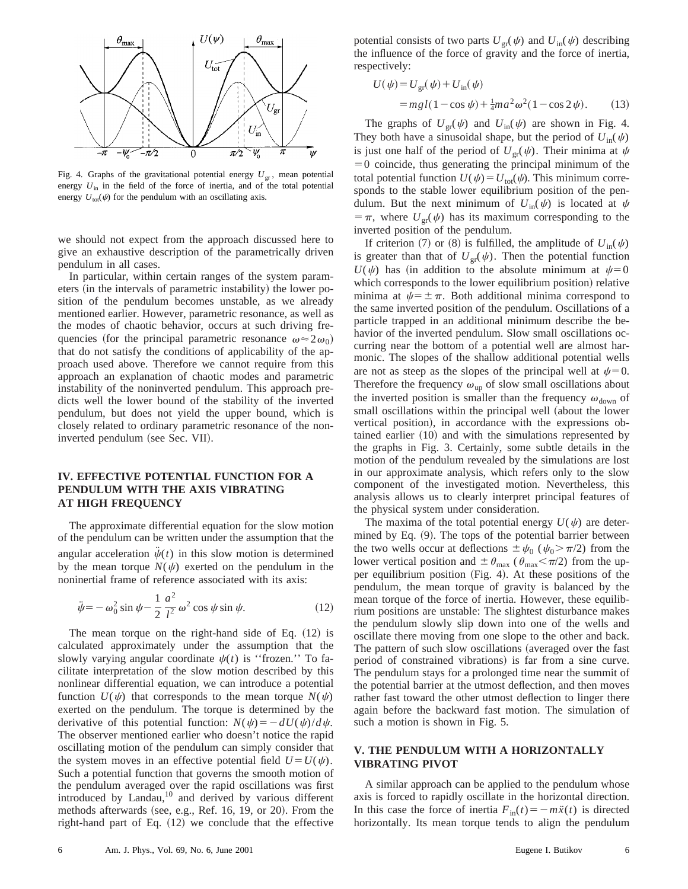Fig. 4. Graphs of the gravitational potential energy $U_{gr}$, mean potential energy $U_{in}$ in the field of the force of inertia, and of the total potential energy $U_{tot}(\psi)$ for the pendulum with an oscillating axis.

we should not expect from the approach discussed here to give an exhaustive description of the parametrically driven pendulum in all cases.

In particular, within certain ranges of the system parameters (in the intervals of parametric instability) the lower position of the pendulum becomes unstable, as we already mentioned earlier. However, parametric resonance, as well as the modes of chaotic behavior, occurs at such driving frequencies (for the principal parametric resonance $\omega \approx 2\omega_0$) that do not satisfy the conditions of applicability of the approach used above. Therefore we cannot require from this approach an explanation of chaotic modes and parametric instability of the noninverted pendulum. This approach predicts well the lower bound of the stability of the inverted pendulum, but does not yield the upper bound, which is closely related to ordinary parametric resonance of the noninverted pendulum (see Sec. VII).

## IV. EFFECTIVE POTENTIAL FUNCTION FOR A PENDULUM WITH THE AXIS VIBRATING AT HIGH FREQUENCY

The approximate differential equation for the slow motion of the pendulum can be written under the assumption that the angular acceleration $\ddot{\psi}(t)$ in this slow motion is determined by the mean torque $N(\psi)$ exerted on the pendulum in the noninertial frame of reference associated with its axis:

$$\ddot{\psi} = -\omega_0^2 \sin\psi - \frac{1}{2}\frac{a^2}{l^2}\omega^2 \cos\psi \sin\psi. \tag{12}$$

The mean torque on the right-hand side of Eq. (12) is calculated approximately under the assumption that the slowly varying angular coordinate $\psi(t)$ is ''frozen.'' To facilitate interpretation of the slow motion described by this nonlinear differential equation, we can introduce a potential function $U(\psi)$ that corresponds to the mean torque $N(\psi)$ exerted on the pendulum. The torque is determined by the derivative of this potential function: $N(\psi) = -dU(\psi)/d\psi$. The observer mentioned earlier who doesn't notice the rapid oscillating motion of the pendulum can simply consider that the system moves in an effective potential field $U = U(\psi)$. Such a potential function that governs the smooth motion of the pendulum averaged over the rapid oscillations was first introduced by Landau,[10] and derived by various different methods afterwards (see, e.g., Ref. 16, 19, or 20). From the right-hand part of Eq. (12) we conclude that the effective potential consists of two parts $U_{gr}(\psi)$ and $U_{in}(\psi)$ describing the influence of the force of gravity and the force of inertia, respectively:

$$U(\psi) = U_{gr}(\psi) + U_{in}(\psi)$$
$$= mgl(1-\cos\psi) + \tfrac{1}{4}ma^2\omega^2(1-\cos 2\psi). \tag{13}$$

The graphs of $U_{gr}(\psi)$ and $U_{in}(\psi)$ are shown in Fig. 4. They both have a sinusoidal shape, but the period of $U_{in}(\psi)$ is just one half of the period of $U_{gr}(\psi)$. Their minima at $\psi = 0$ coincide, thus generating the principal minimum of the total potential function $U(\psi) = U_{tot}(\psi)$. This minimum corresponds to the stable lower equilibrium position of the pendulum. But the next minimum of $U_{in}(\psi)$ is located at $\psi = \pi$, where $U_{gr}(\psi)$ has its maximum corresponding to the inverted position of the pendulum.

If criterion (7) or (8) is fulfilled, the amplitude of $U_{in}(\psi)$ is greater than that of $U_{gr}(\psi)$. Then the potential function $U(\psi)$ has (in addition to the absolute minimum at $\psi = 0$ which corresponds to the lower equilibrium position) relative minima at $\psi = \pm\pi$. Both additional minima correspond to the same inverted position of the pendulum. Oscillations of a particle trapped in an additional minimum describe the behavior of the inverted pendulum. Slow small oscillations occurring near the bottom of a potential well are almost harmonic. The slopes of the shallow additional potential wells are not as steep as the slopes of the principal well at $\psi = 0$. Therefore the frequency $\omega_{up}$ of slow small oscillations about the inverted position is smaller than the frequency $\omega_{down}$ of small oscillations within the principal well (about the lower vertical position), in accordance with the expressions obtained earlier (10) and with the simulations represented by the graphs in Fig. 3. Certainly, some subtle details in the motion of the pendulum revealed by the simulations are lost in our approximate analysis, which refers only to the slow component of the investigated motion. Nevertheless, this analysis allows us to clearly interpret principal features of the physical system under consideration.

The maxima of the total potential energy $U(\psi)$ are determined by Eq. (9). The tops of the potential barrier between the two wells occur at deflections $\pm\psi_0$ ($\psi_0 > \pi/2$) from the lower vertical position and $\pm\theta_{max}$ ($\theta_{max} < \pi/2$) from the upper equilibrium position (Fig. 4). At these positions of the pendulum, the mean torque of gravity is balanced by the mean torque of the force of inertia. However, these equilibrium positions are unstable: The slightest disturbance makes the pendulum slowly slip down into one of the wells and oscillate there moving from one slope to the other and back. The pattern of such slow oscillations (averaged over the fast period of constrained vibrations) is far from a sine curve. The pendulum stays for a prolonged time near the summit of the potential barrier at the utmost deflection, and then moves rather fast toward the other utmost deflection to linger there again before the backward fast motion. The simulation of such a motion is shown in Fig. 5.

## V. THE PENDULUM WITH A HORIZONTALLY VIBRATING PIVOT

A similar approach can be applied to the pendulum whose axis is forced to rapidly oscillate in the horizontal direction. In this case the force of inertia $F_{in}(t) = -m\ddot{x}(t)$ is directed horizontally. Its mean torque tends to align the pendulum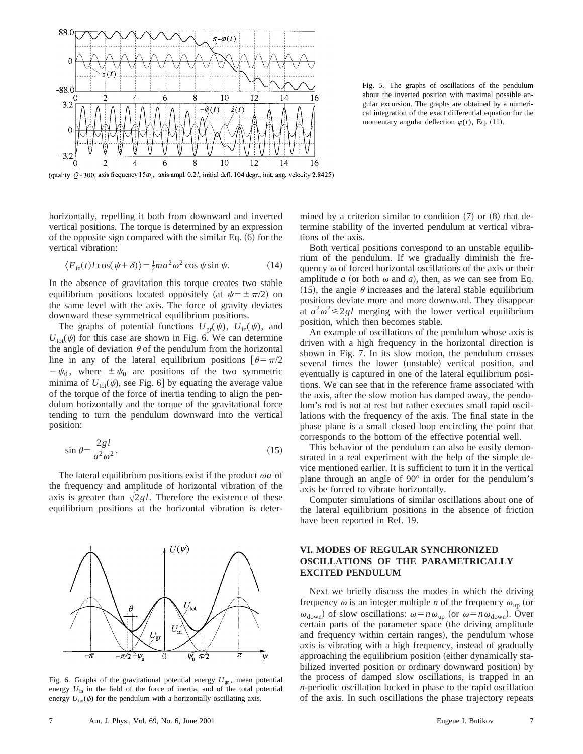(quality $Q = 300$, axis frequency $15\omega_0$, axis ampl. $0.2l$, initial defl. 104 degr., init. ang. velocity 2.8425)

Fig. 5. The graphs of oscillations of the pendulum about the inverted position with maximal possible angular excursion. The graphs are obtained by a numerical integration of the exact differential equation for the momentary angular deflection $\varphi(t)$, Eq. (11).

horizontally, repelling it both from downward and inverted vertical positions. The torque is determined by an expression of the opposite sign compared with the similar Eq. (6) for the vertical vibration:

$$\langle F_{\text{in}}(t) l \cos(\psi + \delta) \rangle = \tfrac{1}{2} m a^2 \omega^2 \cos \psi \sin \psi. \tag{14}$$

In the absence of gravitation this torque creates two stable equilibrium positions located oppositely (at $\psi = \pm \pi/2$) on the same level with the axis. The force of gravity deviates downward these symmetrical equilibrium positions.

The graphs of potential functions $U_{\text{gr}}(\psi)$, $U_{\text{in}}(\psi)$, and $U_{\text{tot}}(\psi)$ for this case are shown in Fig. 6. We can determine the angle of deviation $\theta$ of the pendulum from the horizontal line in any of the lateral equilibrium positions [$\theta = \pi/2 - \psi_0$, where $\pm \psi_0$ are positions of the two symmetric minima of $U_{\text{tot}}(\psi)$, see Fig. 6] by equating the average value of the torque of the force of inertia tending to align the pendulum horizontally and the torque of the gravitational force tending to turn the pendulum downward into the vertical position:

$$\sin \theta = \frac{2gl}{a^2 \omega^2}. \tag{15}$$

The lateral equilibrium positions exist if the product $\omega a$ of the frequency and amplitude of horizontal vibration of the axis is greater than $\sqrt{2gl}$. Therefore the existence of these equilibrium positions at the horizontal vibration is determined by a criterion similar to condition (7) or (8) that determine stability of the inverted pendulum at vertical vibrations of the axis.

Fig. 6. Graphs of the gravitational potential energy $U_{\text{gr}}$, mean potential energy $U_{\text{in}}$ in the field of the force of inertia, and of the total potential energy $U_{\text{tot}}(\psi)$ for the pendulum with a horizontally oscillating axis.

Both vertical positions correspond to an unstable equilibrium of the pendulum. If we gradually diminish the frequency $\omega$ of forced horizontal oscillations of the axis or their amplitude $a$ (or both $\omega$ and $a$), then, as we can see from Eq. (15), the angle $\theta$ increases and the lateral stable equilibrium positions deviate more and more downward. They disappear at $a^2\omega^2 \leq 2gl$ merging with the lower vertical equilibrium position, which then becomes stable.

An example of oscillations of the pendulum whose axis is driven with a high frequency in the horizontal direction is shown in Fig. 7. In its slow motion, the pendulum crosses several times the lower (unstable) vertical position, and eventually is captured in one of the lateral equilibrium positions. We can see that in the reference frame associated with the axis, after the slow motion has damped away, the pendulum's rod is not at rest but rather executes small rapid oscillations with the frequency of the axis. The final state in the phase plane is a small closed loop encircling the point that corresponds to the bottom of the effective potential well.

This behavior of the pendulum can also be easily demonstrated in a real experiment with the help of the simple device mentioned earlier. It is sufficient to turn it in the vertical plane through an angle of 90° in order for the pendulum's axis be forced to vibrate horizontally.

Computer simulations of similar oscillations about one of the lateral equilibrium positions in the absence of friction have been reported in Ref. 19.

## VI. MODES OF REGULAR SYNCHRONIZED OSCILLATIONS OF THE PARAMETRICALLY EXCITED PENDULUM

Next we briefly discuss the modes in which the driving frequency $\omega$ is an integer multiple $n$ of the frequency $\omega_{\text{up}}$ (or $\omega_{\text{down}}$) of slow oscillations: $\omega = n\omega_{\text{up}}$ (or $\omega = n\omega_{\text{down}}$). Over certain parts of the parameter space (the driving amplitude and frequency within certain ranges), the pendulum whose axis is vibrating with a high frequency, instead of gradually approaching the equilibrium position (either dynamically stabilized inverted position or ordinary downward position) by the process of damped slow oscillations, is trapped in an $n$-periodic oscillation locked in phase to the rapid oscillation of the axis. In such oscillations the phase trajectory repeats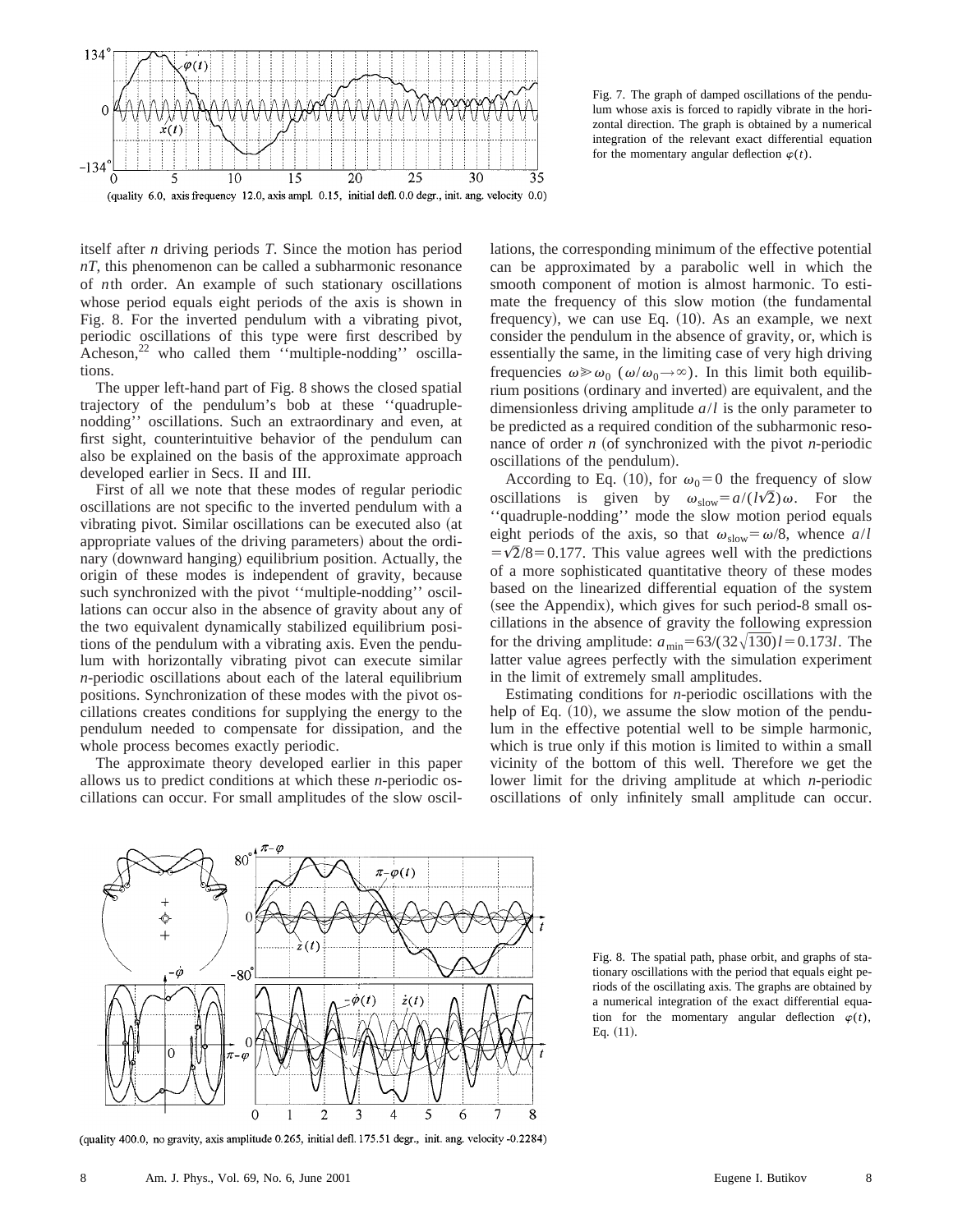134°

$\varphi(t)$

0

$x(t)$

−134°

0 5 10 15 20 25 30 35

(quality 6.0, axis frequency 12.0, axis ampl. 0.15, initial defl. 0.0 degr., init. ang. velocity 0.0)

Fig. 7. The graph of damped oscillations of the pendulum whose axis is forced to rapidly vibrate in the horizontal direction. The graph is obtained by a numerical integration of the relevant exact differential equation for the momentary angular deflection $\varphi(t)$.

itself after $n$ driving periods $T$. Since the motion has period $nT$, this phenomenon can be called a subharmonic resonance of $n$th order. An example of such stationary oscillations whose period equals eight periods of the axis is shown in Fig. 8. For the inverted pendulum with a vibrating pivot, periodic oscillations of this type were first described by Acheson,[22] who called them ''multiple-nodding'' oscillations.

The upper left-hand part of Fig. 8 shows the closed spatial trajectory of the pendulum's bob at these ''quadruple-nodding'' oscillations. Such an extraordinary and even, at first sight, counterintuitive behavior of the pendulum can also be explained on the basis of the approximate approach developed earlier in Secs. II and III.

First of all we note that these modes of regular periodic oscillations are not specific to the inverted pendulum with a vibrating pivot. Similar oscillations can be executed also (at appropriate values of the driving parameters) about the ordinary (downward hanging) equilibrium position. Actually, the origin of these modes is independent of gravity, because such synchronized with the pivot ''multiple-nodding'' oscillations can occur also in the absence of gravity about any of the two equivalent dynamically stabilized equilibrium positions of the pendulum with a vibrating axis. Even the pendulum with horizontally vibrating pivot can execute similar $n$-periodic oscillations about each of the lateral equilibrium positions. Synchronization of these modes with the pivot oscillations creates conditions for supplying the energy to the pendulum needed to compensate for dissipation, and the whole process becomes exactly periodic.

The approximate theory developed earlier in this paper allows us to predict conditions at which these $n$-periodic oscillations can occur. For small amplitudes of the slow oscillations, the corresponding minimum of the effective potential can be approximated by a parabolic well in which the smooth component of motion is almost harmonic. To estimate the frequency of this slow motion (the fundamental frequency), we can use Eq. (10). As an example, we next consider the pendulum in the absence of gravity, or, which is essentially the same, in the limiting case of very high driving frequencies $\omega \gg \omega_0$ ($\omega/\omega_0 \to \infty$). In this limit both equilibrium positions (ordinary and inverted) are equivalent, and the dimensionless driving amplitude $a/l$ is the only parameter to be predicted as a required condition of the subharmonic resonance of order $n$ (of synchronized with the pivot $n$-periodic oscillations of the pendulum).

According to Eq. (10), for $\omega_0 = 0$ the frequency of slow oscillations is given by $\omega_{\text{slow}} = a/(l\sqrt{2})\omega$. For the ''quadruple-nodding'' mode the slow motion period equals eight periods of the axis, so that $\omega_{\text{slow}} = \omega/8$, whence $a/l = \sqrt{2}/8 = 0.177$. This value agrees well with the predictions of a more sophisticated quantitative theory of these modes based on the linearized differential equation of the system (see the Appendix), which gives for such period-8 small oscillations in the absence of gravity the following expression for the driving amplitude: $a_{\min} = 63/(32\sqrt{130})l = 0.173l$. The latter value agrees perfectly with the simulation experiment in the limit of extremely small amplitudes.

Estimating conditions for $n$-periodic oscillations with the help of Eq. (10), we assume the slow motion of the pendulum in the effective potential well to be simple harmonic, which is true only if this motion is limited to within a small vicinity of the bottom of this well. Therefore we get the lower limit for the driving amplitude at which $n$-periodic oscillations of only infinitely small amplitude can occur.

$\pi-\varphi$

80°

$\pi-\varphi(t)$

0

$t$

$z(t)$

−80°

$-\dot{\varphi}$

$-\dot{\varphi}(t)$

$\dot{z}(t)$

0

$\pi-\varphi$

0

$t$

0 1 2 3 4 5 6 7 8

(quality 400.0, no gravity, axis amplitude 0.265, initial defl. 175.51 degr., init. ang. velocity -0.2284)

Fig. 8. The spatial path, phase orbit, and graphs of stationary oscillations with the period that equals eight periods of the oscillating axis. The graphs are obtained by a numerical integration of the exact differential equation for the momentary angular deflection $\varphi(t)$, Eq. (11).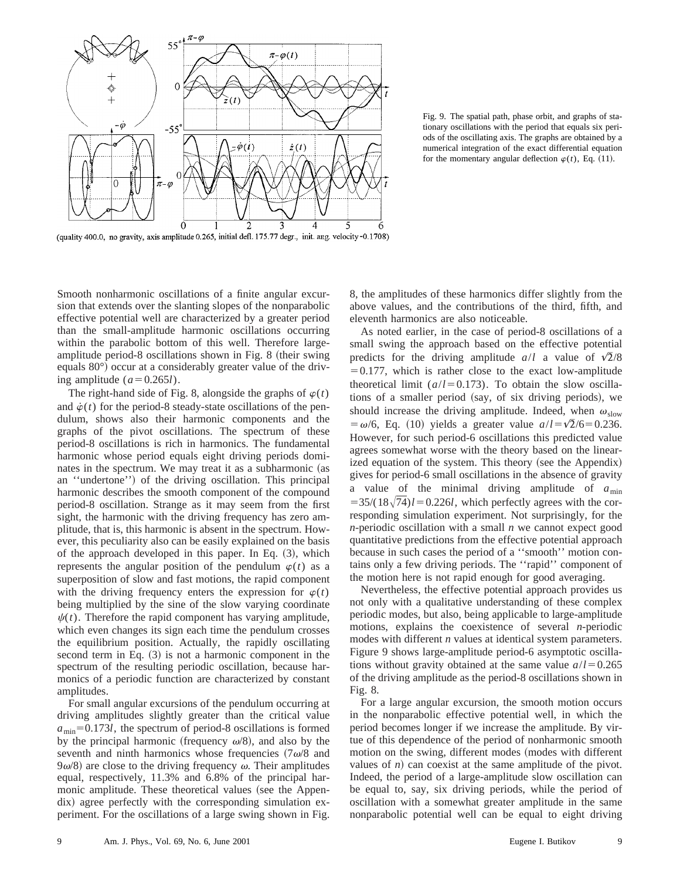(quality 400.0, no gravity, axis amplitude 0.265, initial defl. 175.77 degr., init. ang. velocity -0.1708)

Fig. 9. The spatial path, phase orbit, and graphs of stationary oscillations with the period that equals six periods of the oscillating axis. The graphs are obtained by a numerical integration of the exact differential equation for the momentary angular deflection $\varphi(t)$, Eq. (11).

Smooth nonharmonic oscillations of a finite angular excursion that extends over the slanting slopes of the nonparabolic effective potential well are characterized by a greater period than the small-amplitude harmonic oscillations occurring within the parabolic bottom of this well. Therefore large-amplitude period-8 oscillations shown in Fig. 8 (their swing equals 80°) occur at a considerably greater value of the driving amplitude ($a = 0.265l$).

The right-hand side of Fig. 8, alongside the graphs of $\varphi(t)$ and $\dot{\varphi}(t)$ for the period-8 steady-state oscillations of the pendulum, shows also their harmonic components and the graphs of the pivot oscillations. The spectrum of these period-8 oscillations is rich in harmonics. The fundamental harmonic whose period equals eight driving periods dominates in the spectrum. We may treat it as a subharmonic (as an ''undertone'') of the driving oscillation. This principal harmonic describes the smooth component of the compound period-8 oscillation. Strange as it may seem from the first sight, the harmonic with the driving frequency has zero amplitude, that is, this harmonic is absent in the spectrum. However, this peculiarity also can be easily explained on the basis of the approach developed in this paper. In Eq. (3), which represents the angular position of the pendulum $\varphi(t)$ as a superposition of slow and fast motions, the rapid component with the driving frequency enters the expression for $\varphi(t)$ being multiplied by the sine of the slow varying coordinate $\psi(t)$. Therefore the rapid component has varying amplitude, which even changes its sign each time the pendulum crosses the equilibrium position. Actually, the rapidly oscillating second term in Eq. (3) is not a harmonic component in the spectrum of the resulting periodic oscillation, because harmonics of a periodic function are characterized by constant amplitudes.

For small angular excursions of the pendulum occurring at driving amplitudes slightly greater than the critical value $a_{\min} = 0.173l$, the spectrum of period-8 oscillations is formed by the principal harmonic (frequency $\omega/8$), and also by the seventh and ninth harmonics whose frequencies ($7\omega/8$ and $9\omega/8$) are close to the driving frequency $\omega$. Their amplitudes equal, respectively, 11.3% and 6.8% of the principal harmonic amplitude. These theoretical values (see the Appendix) agree perfectly with the corresponding simulation experiment. For the oscillations of a large swing shown in Fig. 8, the amplitudes of these harmonics differ slightly from the above values, and the contributions of the third, fifth, and eleventh harmonics are also noticeable.

As noted earlier, in the case of period-8 oscillations of a small swing the approach based on the effective potential predicts for the driving amplitude $a/l$ a value of $\sqrt{2}/8 = 0.177$, which is rather close to the exact low-amplitude theoretical limit ($a/l = 0.173$). To obtain the slow oscillations of a smaller period (say, of six driving periods), we should increase the driving amplitude. Indeed, when $\omega_{\text{slow}} = \omega/6$, Eq. (10) yields a greater value $a/l = \sqrt{2}/6 = 0.236$. However, for such period-6 oscillations this predicted value agrees somewhat worse with the theory based on the linearized equation of the system. This theory (see the Appendix) gives for period-6 small oscillations in the absence of gravity a value of the minimal driving amplitude of $a_{\min} = 35/(18\sqrt{74})l = 0.226l$, which perfectly agrees with the corresponding simulation experiment. Not surprisingly, for the $n$-periodic oscillation with a small $n$ we cannot expect good quantitative predictions from the effective potential approach because in such cases the period of a ''smooth'' motion contains only a few driving periods. The ''rapid'' component of the motion here is not rapid enough for good averaging.

Nevertheless, the effective potential approach provides us not only with a qualitative understanding of these complex periodic modes, but also, being applicable to large-amplitude motions, explains the coexistence of several $n$-periodic modes with different $n$ values at identical system parameters. Figure 9 shows large-amplitude period-6 asymptotic oscillations without gravity obtained at the same value $a/l = 0.265$ of the driving amplitude as the period-8 oscillations shown in Fig. 8.

For a large angular excursion, the smooth motion occurs in the nonparabolic effective potential well, in which the period becomes longer if we increase the amplitude. By virtue of this dependence of the period of nonharmonic smooth motion on the swing, different modes (modes with different values of $n$) can coexist at the same amplitude of the pivot. Indeed, the period of a large-amplitude slow oscillation can be equal to, say, six driving periods, while the period of oscillation with a somewhat greater amplitude in the same nonparabolic potential well can be equal to eight driving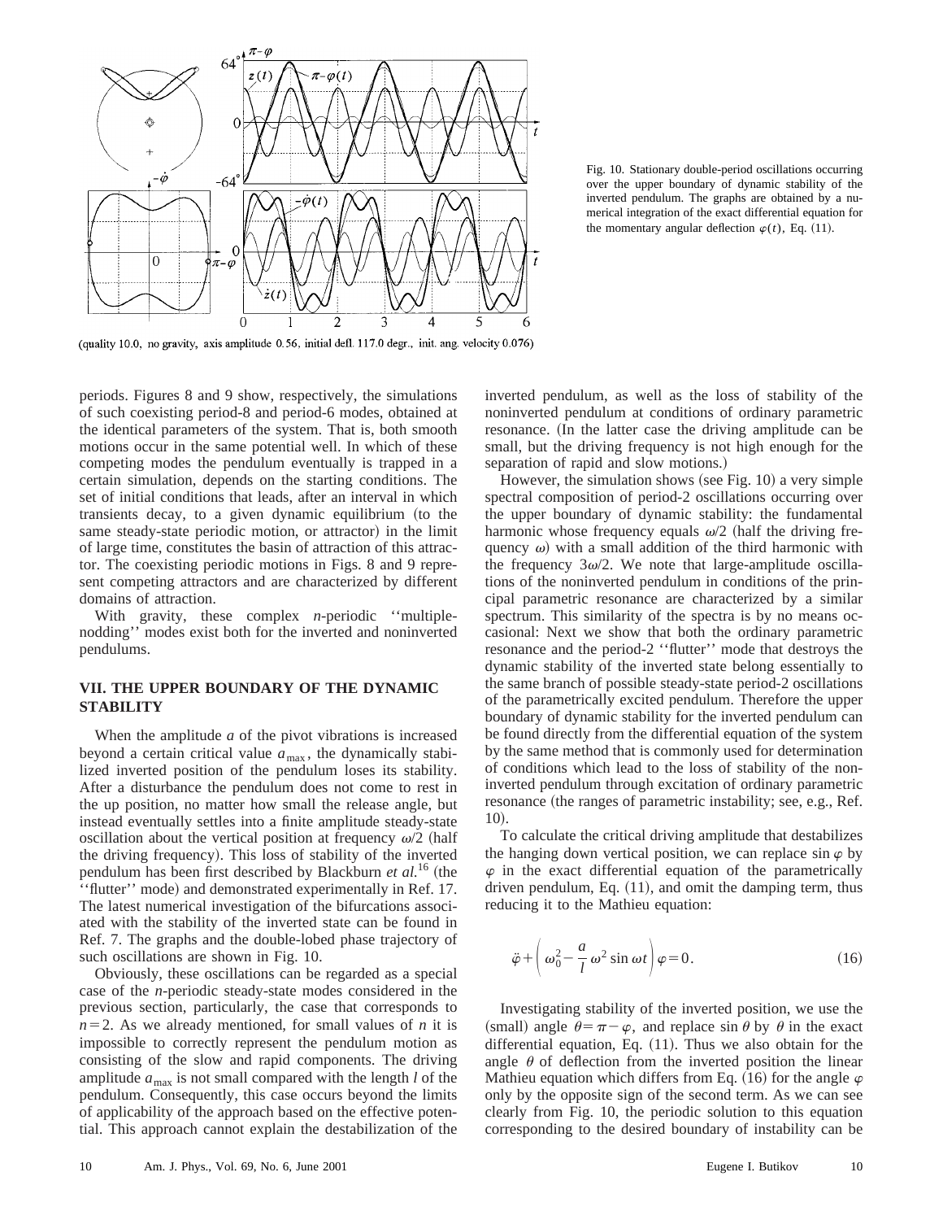(quality 10.0, no gravity, axis amplitude 0.56, initial defl. 117.0 degr., init. ang. velocity 0.076)

Fig. 10. Stationary double-period oscillations occurring over the upper boundary of dynamic stability of the inverted pendulum. The graphs are obtained by a numerical integration of the exact differential equation for the momentary angular deflection $\varphi(t)$, Eq. (11).

periods. Figures 8 and 9 show, respectively, the simulations of such coexisting period-8 and period-6 modes, obtained at the identical parameters of the system. That is, both smooth motions occur in the same potential well. In which of these competing modes the pendulum eventually is trapped in a certain simulation, depends on the starting conditions. The set of initial conditions that leads, after an interval in which transients decay, to a given dynamic equilibrium (to the same steady-state periodic motion, or attractor) in the limit of large time, constitutes the basin of attraction of this attractor. The coexisting periodic motions in Figs. 8 and 9 represent competing attractors and are characterized by different domains of attraction.

With gravity, these complex $n$-periodic ''multiple-nodding'' modes exist both for the inverted and noninverted pendulums.

## VII. THE UPPER BOUNDARY OF THE DYNAMIC STABILITY

When the amplitude $a$ of the pivot vibrations is increased beyond a certain critical value $a_{\max}$, the dynamically stabilized inverted position of the pendulum loses its stability. After a disturbance the pendulum does not come to rest in the up position, no matter how small the release angle, but instead eventually settles into a finite amplitude steady-state oscillation about the vertical position at frequency $\omega/2$ (half the driving frequency). This loss of stability of the inverted pendulum has been first described by Blackburn *et al.*[16] (the ''flutter'' mode) and demonstrated experimentally in Ref. 17. The latest numerical investigation of the bifurcations associated with the stability of the inverted state can be found in Ref. 7. The graphs and the double-lobed phase trajectory of such oscillations are shown in Fig. 10.

Obviously, these oscillations can be regarded as a special case of the $n$-periodic steady-state modes considered in the previous section, particularly, the case that corresponds to $n=2$. As we already mentioned, for small values of $n$ it is impossible to correctly represent the pendulum motion as consisting of the slow and rapid components. The driving amplitude $a_{\max}$ is not small compared with the length $l$ of the pendulum. Consequently, this case occurs beyond the limits of applicability of the approach based on the effective potential. This approach cannot explain the destabilization of the inverted pendulum, as well as the loss of stability of the noninverted pendulum at conditions of ordinary parametric resonance. (In the latter case the driving amplitude can be small, but the driving frequency is not high enough for the separation of rapid and slow motions.)

However, the simulation shows (see Fig. 10) a very simple spectral composition of period-2 oscillations occurring over the upper boundary of dynamic stability: the fundamental harmonic whose frequency equals $\omega/2$ (half the driving frequency $\omega$) with a small addition of the third harmonic with the frequency $3\omega/2$. We note that large-amplitude oscillations of the noninverted pendulum in conditions of the principal parametric resonance are characterized by a similar spectrum. This similarity of the spectra is by no means occasional: Next we show that both the ordinary parametric resonance and the period-2 ''flutter'' mode that destroys the dynamic stability of the inverted state belong essentially to the same branch of possible steady-state period-2 oscillations of the parametrically excited pendulum. Therefore the upper boundary of dynamic stability for the inverted pendulum can be found directly from the differential equation of the system by the same method that is commonly used for determination of conditions which lead to the loss of stability of the noninverted pendulum through excitation of ordinary parametric resonance (the ranges of parametric instability; see, e.g., Ref. 10).

To calculate the critical driving amplitude that destabilizes the hanging down vertical position, we can replace $\sin\varphi$ by $\varphi$ in the exact differential equation of the parametrically driven pendulum, Eq. (11), and omit the damping term, thus reducing it to the Mathieu equation:

$$\ddot{\varphi}+\left(\omega_0^2-\frac{a}{l}\,\omega^2\sin\omega t\right)\varphi=0. \tag{16}$$

Investigating stability of the inverted position, we use the (small) angle $\theta=\pi-\varphi$, and replace $\sin\theta$ by $\theta$ in the exact differential equation, Eq. (11). Thus we also obtain for the angle $\theta$ of deflection from the inverted position the linear Mathieu equation which differs from Eq. (16) for the angle $\varphi$ only by the opposite sign of the second term. As we can see clearly from Fig. 10, the periodic solution to this equation corresponding to the desired boundary of instability can be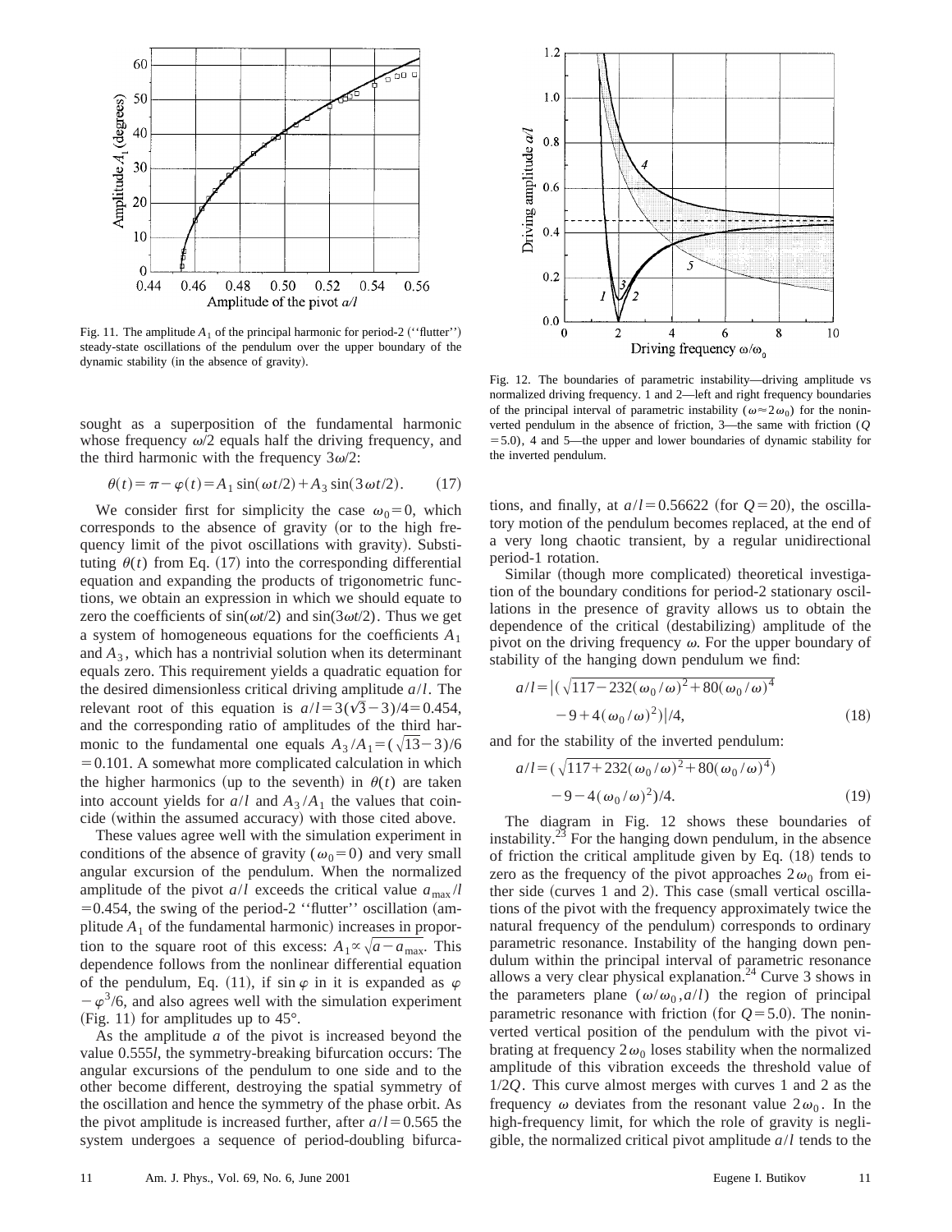Fig. 11. The amplitude $A_1$ of the principal harmonic for period-2 (''flutter'') steady-state oscillations of the pendulum over the upper boundary of the dynamic stability (in the absence of gravity).

sought as a superposition of the fundamental harmonic whose frequency $\omega/2$ equals half the driving frequency, and the third harmonic with the frequency $3\omega/2$:

$$\theta(t) = \pi - \varphi(t) = A_1 \sin(\omega t/2) + A_3 \sin(3\omega t/2). \tag{17}$$

We consider first for simplicity the case $\omega_0 = 0$, which corresponds to the absence of gravity (or to the high frequency limit of the pivot oscillations with gravity). Substituting $\theta(t)$ from Eq. (17) into the corresponding differential equation and expanding the products of trigonometric functions, we obtain an expression in which we should equate to zero the coefficients of $\sin(\omega t/2)$ and $\sin(3\omega t/2)$. Thus we get a system of homogeneous equations for the coefficients $A_1$ and $A_3$, which has a nontrivial solution when its determinant equals zero. This requirement yields a quadratic equation for the desired dimensionless critical driving amplitude $a/l$. The relevant root of this equation is $a/l = 3(\sqrt{3} - 3)/4 = 0.454$, and the corresponding ratio of amplitudes of the third harmonic to the fundamental one equals $A_3/A_1 = (\sqrt{13} - 3)/6 = 0.101$. A somewhat more complicated calculation in which the higher harmonics (up to the seventh) in $\theta(t)$ are taken into account yields for $a/l$ and $A_3/A_1$ the values that coincide (within the assumed accuracy) with those cited above.

These values agree well with the simulation experiment in conditions of the absence of gravity ($\omega_0 = 0$) and very small angular excursion of the pendulum. When the normalized amplitude of the pivot $a/l$ exceeds the critical value $a_{\max}/l = 0.454$, the swing of the period-2 ''flutter'' oscillation (amplitude $A_1$ of the fundamental harmonic) increases in proportion to the square root of this excess: $A_1 \propto \sqrt{a - a_{\max}}$. This dependence follows from the nonlinear differential equation of the pendulum, Eq. (11), if $\sin\varphi$ in it is expanded as $\varphi - \varphi^3/6$, and also agrees well with the simulation experiment (Fig. 11) for amplitudes up to 45°.

As the amplitude $a$ of the pivot is increased beyond the value $0.555l$, the symmetry-breaking bifurcation occurs: The angular excursions of the pendulum to one side and to the other become different, destroying the spatial symmetry of the oscillation and hence the symmetry of the phase orbit. As the pivot amplitude is increased further, after $a/l = 0.565$ the system undergoes a sequence of period-doubling bifurcations, and finally, at $a/l = 0.56622$ (for $Q = 20$), the oscillatory motion of the pendulum becomes replaced, at the end of a very long chaotic transient, by a regular unidirectional period-1 rotation.

Fig. 12. The boundaries of parametric instability—driving amplitude vs normalized driving frequency. 1 and 2—left and right frequency boundaries of the principal interval of parametric instability ($\omega \approx 2\omega_0$) for the noninverted pendulum in the absence of friction, 3—the same with friction ($Q = 5.0$), 4 and 5—the upper and lower boundaries of dynamic stability for the inverted pendulum.

Similar (though more complicated) theoretical investigation of the boundary conditions for period-2 stationary oscillations in the presence of gravity allows us to obtain the dependence of the critical (destabilizing) amplitude of the pivot on the driving frequency $\omega$. For the upper boundary of stability of the hanging down pendulum we find:

$$a/l = |(\sqrt{117 - 232(\omega_0/\omega)^2 + 80(\omega_0/\omega)^4} - 9 + 4(\omega_0/\omega)^2)|/4, \tag{18}$$

and for the stability of the inverted pendulum:

$$a/l = (\sqrt{117 + 232(\omega_0/\omega)^2 + 80(\omega_0/\omega)^4}) - 9 - 4(\omega_0/\omega)^2)/4. \tag{19}$$

The diagram in Fig. 12 shows these boundaries of instability.[23] For the hanging down pendulum, in the absence of friction the critical amplitude given by Eq. (18) tends to zero as the frequency of the pivot approaches $2\omega_0$ from either side (curves 1 and 2). This case (small vertical oscillations of the pivot with the frequency approximately twice the natural frequency of the pendulum) corresponds to ordinary parametric resonance. Instability of the hanging down pendulum within the principal interval of parametric resonance allows a very clear physical explanation.[24] Curve 3 shows in the parameters plane $(\omega/\omega_0, a/l)$ the region of principal parametric resonance with friction (for $Q = 5.0$). The noninverted vertical position of the pendulum with the pivot vibrating at frequency $2\omega_0$ loses stability when the normalized amplitude of this vibration exceeds the threshold value of $1/2Q$. This curve almost merges with curves 1 and 2 as the frequency $\omega$ deviates from the resonant value $2\omega_0$. In the high-frequency limit, for which the role of gravity is negligible, the normalized critical pivot amplitude $a/l$ tends to the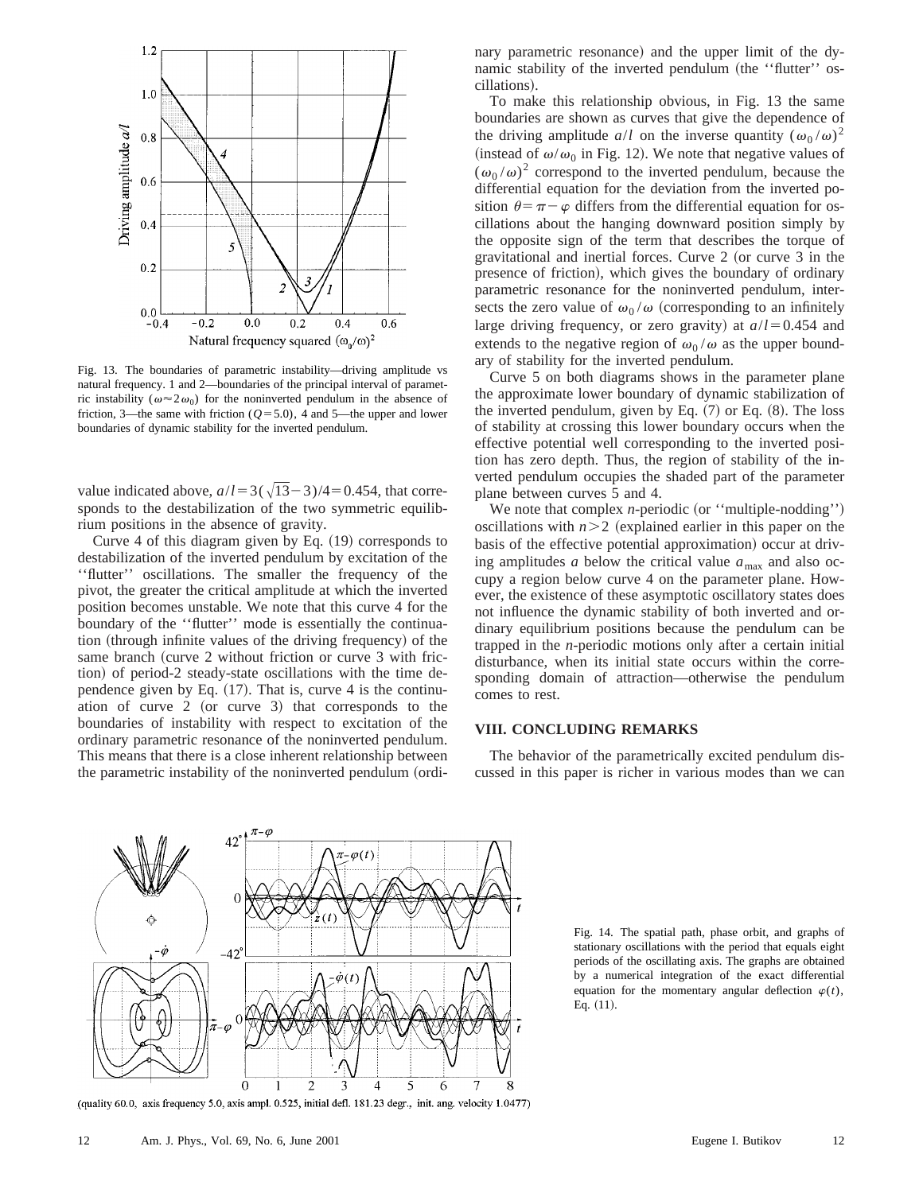Fig. 13. The boundaries of parametric instability—driving amplitude vs natural frequency. 1 and 2—boundaries of the principal interval of parametric instability ($\omega \approx 2\omega_0$) for the noninverted pendulum in the absence of friction, 3—the same with friction ($Q=5.0$), 4 and 5—the upper and lower boundaries of dynamic stability for the inverted pendulum.

value indicated above, $a/l = 3(\sqrt{13}-3)/4 = 0.454$, that corresponds to the destabilization of the two symmetric equilibrium positions in the absence of gravity.

Curve 4 of this diagram given by Eq. (19) corresponds to destabilization of the inverted pendulum by excitation of the ''flutter'' oscillations. The smaller the frequency of the pivot, the greater the critical amplitude at which the inverted position becomes unstable. We note that this curve 4 for the boundary of the ''flutter'' mode is essentially the continuation (through infinite values of the driving frequency) of the same branch (curve 2 without friction or curve 3 with friction) of period-2 steady-state oscillations with the time dependence given by Eq. (17). That is, curve 4 is the continuation of curve 2 (or curve 3) that corresponds to the boundaries of instability with respect to excitation of the ordinary parametric resonance of the noninverted pendulum. This means that there is a close inherent relationship between the parametric instability of the noninverted pendulum (ordinary parametric resonance) and the upper limit of the dynamic stability of the inverted pendulum (the ''flutter'' oscillations).

To make this relationship obvious, in Fig. 13 the same boundaries are shown as curves that give the dependence of the driving amplitude $a/l$ on the inverse quantity $(\omega_0/\omega)^2$ (instead of $\omega/\omega_0$ in Fig. 12). We note that negative values of $(\omega_0/\omega)^2$ correspond to the inverted pendulum, because the differential equation for the deviation from the inverted position $\theta = \pi - \varphi$ differs from the differential equation for oscillations about the hanging downward position simply by the opposite sign of the term that describes the torque of gravitational and inertial forces. Curve 2 (or curve 3 in the presence of friction), which gives the boundary of ordinary parametric resonance for the noninverted pendulum, intersects the zero value of $\omega_0/\omega$ (corresponding to an infinitely large driving frequency, or zero gravity) at $a/l = 0.454$ and extends to the negative region of $\omega_0/\omega$ as the upper boundary of stability for the inverted pendulum.

Curve 5 on both diagrams shows in the parameter plane the approximate lower boundary of dynamic stabilization of the inverted pendulum, given by Eq. (7) or Eq. (8). The loss of stability at crossing this lower boundary occurs when the effective potential well corresponding to the inverted position has zero depth. Thus, the region of stability of the inverted pendulum occupies the shaded part of the parameter plane between curves 5 and 4.

We note that complex $n$-periodic (or ''multiple-nodding'') oscillations with $n > 2$ (explained earlier in this paper on the basis of the effective potential approximation) occur at driving amplitudes $a$ below the critical value $a_{\max}$ and also occupy a region below curve 4 on the parameter plane. However, the existence of these asymptotic oscillatory states does not influence the dynamic stability of both inverted and ordinary equilibrium positions because the pendulum can be trapped in the $n$-periodic motions only after a certain initial disturbance, when its initial state occurs within the corresponding domain of attraction—otherwise the pendulum comes to rest.

## VIII. CONCLUDING REMARKS

The behavior of the parametrically excited pendulum discussed in this paper is richer in various modes than we can

(quality 60.0, axis frequency 5.0, axis ampl. 0.525, initial defl. 181.23 degr., init. ang. velocity 1.0477)

Fig. 14. The spatial path, phase orbit, and graphs of stationary oscillations with the period that equals eight periods of the oscillating axis. The graphs are obtained by a numerical integration of the exact differential equation for the momentary angular deflection $\varphi(t)$, Eq. (11).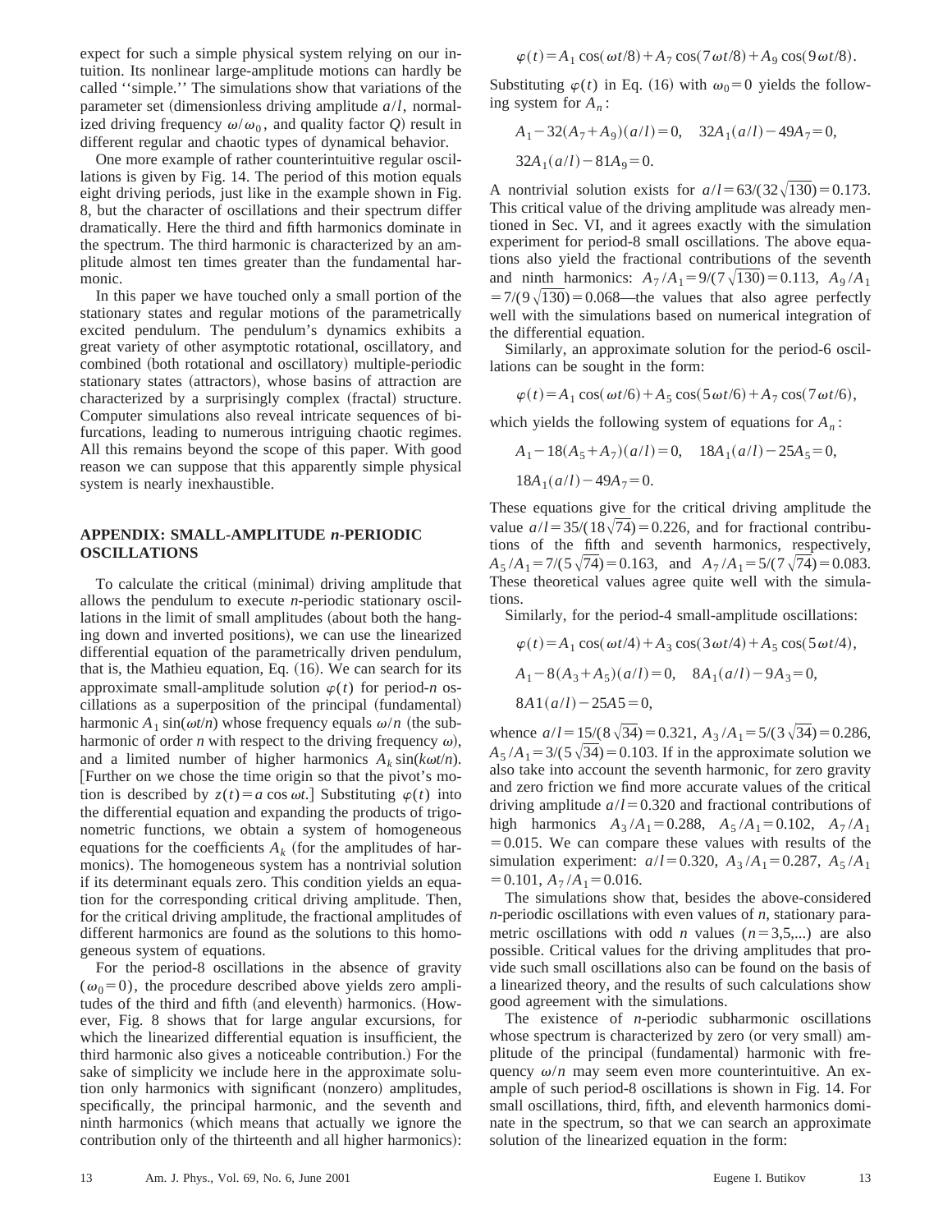expect for such a simple physical system relying on our intuition. Its nonlinear large-amplitude motions can hardly be called ''simple.'' The simulations show that variations of the parameter set (dimensionless driving amplitude $a/l$, normalized driving frequency $\omega/\omega_0$, and quality factor $Q$) result in different regular and chaotic types of dynamical behavior.

One more example of rather counterintuitive regular oscillations is given by Fig. 14. The period of this motion equals eight driving periods, just like in the example shown in Fig. 8, but the character of oscillations and their spectrum differ dramatically. Here the third and fifth harmonics dominate in the spectrum. The third harmonic is characterized by an amplitude almost ten times greater than the fundamental harmonic.

In this paper we have touched only a small portion of the stationary states and regular motions of the parametrically excited pendulum. The pendulum's dynamics exhibits a great variety of other asymptotic rotational, oscillatory, and combined (both rotational and oscillatory) multiple-periodic stationary states (attractors), whose basins of attraction are characterized by a surprisingly complex (fractal) structure. Computer simulations also reveal intricate sequences of bifurcations, leading to numerous intriguing chaotic regimes. All this remains beyond the scope of this paper. With good reason we can suppose that this apparently simple physical system is nearly inexhaustible.

## APPENDIX: SMALL-AMPLITUDE *n*-PERIODIC OSCILLATIONS

To calculate the critical (minimal) driving amplitude that allows the pendulum to execute $n$-periodic stationary oscillations in the limit of small amplitudes (about both the hanging down and inverted positions), we can use the linearized differential equation of the parametrically driven pendulum, that is, the Mathieu equation, Eq. (16). We can search for its approximate small-amplitude solution $\varphi(t)$ for period-$n$ oscillations as a superposition of the principal (fundamental) harmonic $A_1 \sin(\omega t/n)$ whose frequency equals $\omega/n$ (the subharmonic of order $n$ with respect to the driving frequency $\omega$), and a limited number of higher harmonics $A_k \sin(k\omega t/n)$. [Further on we chose the time origin so that the pivot's motion is described by $z(t)=a\cos\omega t$.] Substituting $\varphi(t)$ into the differential equation and expanding the products of trigonometric functions, we obtain a system of homogeneous equations for the coefficients $A_k$ (for the amplitudes of harmonics). The homogeneous system has a nontrivial solution if its determinant equals zero. This condition yields an equation for the corresponding critical driving amplitude. Then, for the critical driving amplitude, the fractional amplitudes of different harmonics are found as the solutions to this homogeneous system of equations.

For the period-8 oscillations in the absence of gravity ($\omega_0=0$), the procedure described above yields zero amplitudes of the third and fifth (and eleventh) harmonics. (However, Fig. 8 shows that for large angular excursions, for which the linearized differential equation is insufficient, the third harmonic also gives a noticeable contribution.) For the sake of simplicity we include here in the approximate solution only harmonics with significant (nonzero) amplitudes, specifically, the principal harmonic, and the seventh and ninth harmonics (which means that actually we ignore the contribution only of the thirteenth and all higher harmonics):

$$\varphi(t)=A_1\cos(\omega t/8)+A_7\cos(7\omega t/8)+A_9\cos(9\omega t/8).$$

Substituting $\varphi(t)$ in Eq. (16) with $\omega_0=0$ yields the following system for $A_n$:

$$A_1-32(A_7+A_9)(a/l)=0,\quad 32A_1(a/l)-49A_7=0,$$
$$32A_1(a/l)-81A_9=0.$$

A nontrivial solution exists for $a/l=63/(32\sqrt{130})=0.173$. This critical value of the driving amplitude was already mentioned in Sec. VI, and it agrees exactly with the simulation experiment for period-8 small oscillations. The above equations also yield the fractional contributions of the seventh and ninth harmonics: $A_7/A_1=9/(7\sqrt{130})=0.113$, $A_9/A_1=7/(9\sqrt{130})=0.068$—the values that also agree perfectly well with the simulations based on numerical integration of the differential equation.

Similarly, an approximate solution for the period-6 oscillations can be sought in the form:

$$\varphi(t)=A_1\cos(\omega t/6)+A_5\cos(5\omega t/6)+A_7\cos(7\omega t/6),$$

which yields the following system of equations for $A_n$:

$$A_1-18(A_5+A_7)(a/l)=0,\quad 18A_1(a/l)-25A_5=0,$$
$$18A_1(a/l)-49A_7=0.$$

These equations give for the critical driving amplitude the value $a/l=35/(18\sqrt{74})=0.226$, and for fractional contributions of the fifth and seventh harmonics, respectively, $A_5/A_1=7/(5\sqrt{74})=0.163$, and $A_7/A_1=5/(7\sqrt{74})=0.083$. These theoretical values agree quite well with the simulations.

Similarly, for the period-4 small-amplitude oscillations:

$$\varphi(t)=A_1\cos(\omega t/4)+A_3\cos(3\omega t/4)+A_5\cos(5\omega t/4),$$
$$A_1-8(A_3+A_5)(a/l)=0,\quad 8A_1(a/l)-9A_3=0,$$
$$8A1(a/l)-25A5=0,$$

whence $a/l=15/(8\sqrt{34})=0.321$, $A_3/A_1=5/(3\sqrt{34})=0.286$, $A_5/A_1=3/(5\sqrt{34})=0.103$. If in the approximate solution we also take into account the seventh harmonic, for zero gravity and zero friction we find more accurate values of the critical driving amplitude $a/l=0.320$ and fractional contributions of high harmonics $A_3/A_1=0.288$, $A_5/A_1=0.102$, $A_7/A_1=0.015$. We can compare these values with results of the simulation experiment: $a/l=0.320$, $A_3/A_1=0.287$, $A_5/A_1=0.101$, $A_7/A_1=0.016$.

The simulations show that, besides the above-considered $n$-periodic oscillations with even values of $n$, stationary parametric oscillations with odd $n$ values ($n=3,5,\ldots$) are also possible. Critical values for the driving amplitudes that provide such small oscillations also can be found on the basis of a linearized theory, and the results of such calculations show good agreement with the simulations.

The existence of $n$-periodic subharmonic oscillations whose spectrum is characterized by zero (or very small) amplitude of the principal (fundamental) harmonic with frequency $\omega/n$ may seem even more counterintuitive. An example of such period-8 oscillations is shown in Fig. 14. For small oscillations, third, fifth, and eleventh harmonics dominate in the spectrum, so that we can search an approximate solution of the linearized equation in the form: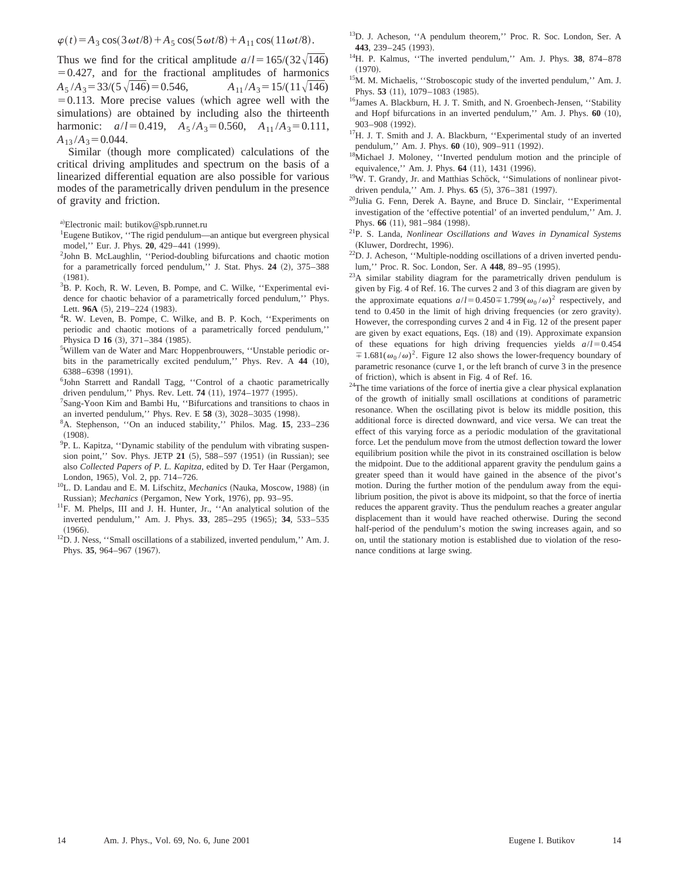$$\varphi(t) = A_3 \cos(3\omega t/8) + A_5 \cos(5\omega t/8) + A_{11} \cos(11\omega t/8).$$

Thus we find for the critical amplitude $a/l = 165/(32\sqrt{146}) = 0.427$, and for the fractional amplitudes of harmonics $A_5/A_3 = 33/(5\sqrt{146}) = 0.546$, $A_{11}/A_3 = 15/(11\sqrt{146}) = 0.113$. More precise values (which agree well with the simulations) are obtained by including also the thirteenth harmonic: $a/l = 0.419$, $A_5/A_3 = 0.560$, $A_{11}/A_3 = 0.111$, $A_{13}/A_3 = 0.044$.

Similar (though more complicated) calculations of the critical driving amplitudes and spectrum on the basis of a linearized differential equation are also possible for various modes of the parametrically driven pendulum in the presence of gravity and friction.

[a]Electronic mail: butikov@spb.runnet.ru

[1]Eugene Butikov, ''The rigid pendulum—an antique but evergreen physical model,'' Eur. J. Phys. **20**, 429–441 (1999).

[2]John B. McLaughlin, ''Period-doubling bifurcations and chaotic motion for a parametrically forced pendulum,'' J. Stat. Phys. **24** (2), 375–388 (1981).

[3]B. P. Koch, R. W. Leven, B. Pompe, and C. Wilke, ''Experimental evidence for chaotic behavior of a parametrically forced pendulum,'' Phys. Lett. **96A** (5), 219–224 (1983).

[4]R. W. Leven, B. Pompe, C. Wilke, and B. P. Koch, ''Experiments on periodic and chaotic motions of a parametrically forced pendulum,'' Physica D **16** (3), 371–384 (1985).

[5]Willem van de Water and Marc Hoppenbrouwers, ''Unstable periodic orbits in the parametrically excited pendulum,'' Phys. Rev. A **44** (10), 6388–6398 (1991).

[6]John Starrett and Randall Tagg, ''Control of a chaotic parametrically driven pendulum,'' Phys. Rev. Lett. **74** (11), 1974–1977 (1995).

[7]Sang-Yoon Kim and Bambi Hu, ''Bifurcations and transitions to chaos in an inverted pendulum,'' Phys. Rev. E **58** (3), 3028–3035 (1998).

[8]A. Stephenson, ''On an induced stability,'' Philos. Mag. **15**, 233–236 (1908).

[9]P. L. Kapitza, ''Dynamic stability of the pendulum with vibrating suspension point,'' Sov. Phys. JETP **21** (5), 588–597 (1951) (in Russian); see also *Collected Papers of P. L. Kapitza*, edited by D. Ter Haar (Pergamon, London, 1965), Vol. 2, pp. 714–726.

[10]L. D. Landau and E. M. Lifschitz, *Mechanics* (Nauka, Moscow, 1988) (in Russian); *Mechanics* (Pergamon, New York, 1976), pp. 93–95.

[11]F. M. Phelps, III and J. H. Hunter, Jr., ''An analytical solution of the inverted pendulum,'' Am. J. Phys. **33**, 285–295 (1965); **34**, 533–535 (1966).

[12]D. J. Ness, ''Small oscillations of a stabilized, inverted pendulum,'' Am. J. Phys. **35**, 964–967 (1967).

[13]D. J. Acheson, ''A pendulum theorem,'' Proc. R. Soc. London, Ser. A **443**, 239–245 (1993).

[14]H. P. Kalmus, ''The inverted pendulum,'' Am. J. Phys. **38**, 874–878 (1970).

[15]M. M. Michaelis, ''Stroboscopic study of the inverted pendulum,'' Am. J. Phys. **53** (11), 1079–1083 (1985).

[16]James A. Blackburn, H. J. T. Smith, and N. Groenbech-Jensen, ''Stability and Hopf bifurcations in an inverted pendulum,'' Am. J. Phys. **60** (10), 903–908 (1992).

[17]H. J. T. Smith and J. A. Blackburn, ''Experimental study of an inverted pendulum,'' Am. J. Phys. **60** (10), 909–911 (1992).

[18]Michael J. Moloney, ''Inverted pendulum motion and the principle of equivalence,'' Am. J. Phys. **64** (11), 1431 (1996).

[19]W. T. Grandy, Jr. and Matthias Schöck, ''Simulations of nonlinear pivot-driven pendula,'' Am. J. Phys. **65** (5), 376–381 (1997).

[20]Julia G. Fenn, Derek A. Bayne, and Bruce D. Sinclair, ''Experimental investigation of the 'effective potential' of an inverted pendulum,'' Am. J. Phys. **66** (11), 981–984 (1998).

[21]P. S. Landa, *Nonlinear Oscillations and Waves in Dynamical Systems* (Kluwer, Dordrecht, 1996).

[22]D. J. Acheson, ''Multiple-nodding oscillations of a driven inverted pendulum,'' Proc. R. Soc. London, Ser. A **448**, 89–95 (1995).

[23]A similar stability diagram for the parametrically driven pendulum is given by Fig. 4 of Ref. 16. The curves 2 and 3 of this diagram are given by the approximate equations $a/l = 0.450 \mp 1.799(\omega_0/\omega)^2$ respectively, and tend to 0.450 in the limit of high driving frequencies (or zero gravity). However, the corresponding curves 2 and 4 in Fig. 12 of the present paper are given by exact equations, Eqs. (18) and (19). Approximate expansion of these equations for high driving frequencies yields $a/l = 0.454 \mp 1.681(\omega_0/\omega)^2$. Figure 12 also shows the lower-frequency boundary of parametric resonance (curve 1, or the left branch of curve 3 in the presence of friction), which is absent in Fig. 4 of Ref. 16.

[24]The time variations of the force of inertia give a clear physical explanation of the growth of initially small oscillations at conditions of parametric resonance. When the oscillating pivot is below its middle position, this additional force is directed downward, and vice versa. We can treat the effect of this varying force as a periodic modulation of the gravitational force. Let the pendulum move from the utmost deflection toward the lower equilibrium position while the pivot in its constrained oscillation is below the midpoint. Due to the additional apparent gravity the pendulum gains a greater speed than it would have gained in the absence of the pivot's motion. During the further motion of the pendulum away from the equilibrium position, the pivot is above its midpoint, so that the force of inertia reduces the apparent gravity. Thus the pendulum reaches a greater angular displacement than it would have reached otherwise. During the second half-period of the pendulum's motion the swing increases again, and so on, until the stationary motion is established due to violation of the resonance conditions at large swing.